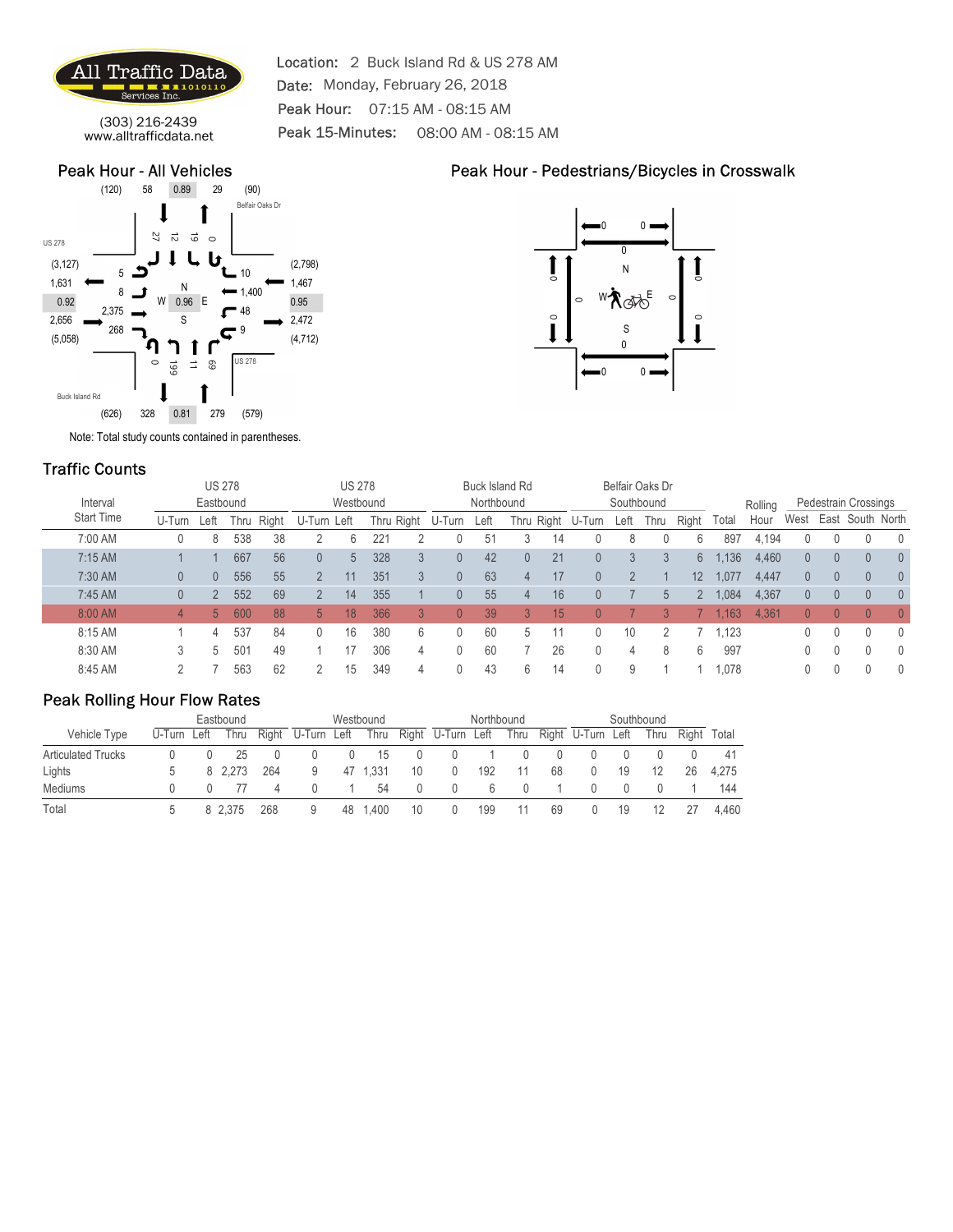All Traffic Data Services Inc.

(303) 216-2439
www.alltrafficdata.net

**Location:** 2 Buck Island Rd & US 278 AM
**Date:** Monday, February 26, 2018
**Peak Hour:** 07:15 AM - 08:15 AM
**Peak 15-Minutes:** 08:00 AM - 08:15 AM

## Peak Hour - All Vehicles

(120) 58 0.89 29 (90)

Belfair Oaks Dr

US 278

27 12 19 0

(3,127) 5 10 (2,798)
1,631 8 1,400 1,467
0.92 N 0.96 0.95
2,656 2,375 W E 48 2,472
(5,058) 268 S 9 (4,712)

0 199 11 69

US 278

Buck Island Rd

(626) 328 0.81 279 (579)

Note: Total study counts contained in parentheses.

## Peak Hour - Pedestrians/Bicycles in Crosswalk

0 0
0
N
0 0 W E 0 0
S
0
0 0

## Traffic Counts

| Interval Start Time | US 278 Eastbound U-Turn | Left | Thru | Right | US 278 Westbound U-Turn | Left | Thru | Right | Buck Island Rd Northbound U-Turn | Left | Thru | Right | Belfair Oaks Dr Southbound U-Turn | Left | Thru | Right | Total | Rolling Hour | Pedestrain Crossings West | East | South | North |
|---|---|---|---|---|---|---|---|---|---|---|---|---|---|---|---|---|---|---|---|---|---|---|
| 7:00 AM | 0 | 8 | 538 | 38 | 2 | 6 | 221 | 2 | 0 | 51 | 3 | 14 | 0 | 8 | 0 | 6 | 897 | 4,194 | 0 | 0 | 0 | 0 |
| 7:15 AM | 1 | 1 | 667 | 56 | 0 | 5 | 328 | 3 | 0 | 42 | 0 | 21 | 0 | 3 | 3 | 6 | 1,136 | 4,460 | 0 | 0 | 0 | 0 |
| 7:30 AM | 0 | 0 | 556 | 55 | 2 | 11 | 351 | 3 | 0 | 63 | 4 | 17 | 0 | 2 | 1 | 12 | 1,077 | 4,447 | 0 | 0 | 0 | 0 |
| 7:45 AM | 0 | 2 | 552 | 69 | 2 | 14 | 355 | 1 | 0 | 55 | 4 | 16 | 0 | 7 | 5 | 2 | 1,084 | 4,367 | 0 | 0 | 0 | 0 |
| 8:00 AM | 4 | 5 | 600 | 88 | 5 | 18 | 366 | 3 | 0 | 39 | 3 | 15 | 0 | 7 | 3 | 7 | 1,163 | 4,361 | 0 | 0 | 0 | 0 |
| 8:15 AM | 1 | 4 | 537 | 84 | 0 | 16 | 380 | 6 | 0 | 60 | 5 | 11 | 0 | 10 | 2 | 7 | 1,123 | | 0 | 0 | 0 | 0 |
| 8:30 AM | 3 | 5 | 501 | 49 | 1 | 17 | 306 | 4 | 0 | 60 | 7 | 26 | 0 | 4 | 8 | 6 | 997 | | 0 | 0 | 0 | 0 |
| 8:45 AM | 2 | 7 | 563 | 62 | 2 | 15 | 349 | 4 | 0 | 43 | 6 | 14 | 0 | 9 | 1 | 1 | 1,078 | | 0 | 0 | 0 | 0 |

## Peak Rolling Hour Flow Rates

| Vehicle Type | Eastbound U-Turn | Left | Thru | Right | Westbound U-Turn | Left | Thru | Right | Northbound U-Turn | Left | Thru | Right | Southbound U-Turn | Left | Thru | Right | Total |
|---|---|---|---|---|---|---|---|---|---|---|---|---|---|---|---|---|---|
| Articulated Trucks | 0 | 0 | 25 | 0 | 0 | 0 | 15 | 0 | 0 | 1 | 0 | 0 | 0 | 0 | 0 | 0 | 41 |
| Lights | 5 | 8 | 2,273 | 264 | 9 | 47 | 1,331 | 10 | 0 | 192 | 11 | 68 | 0 | 19 | 12 | 26 | 4,275 |
| Mediums | 0 | 0 | 77 | 4 | 0 | 1 | 54 | 0 | 0 | 6 | 0 | 1 | 0 | 0 | 0 | 1 | 144 |
| Total | 5 | 8 | 2,375 | 268 | 9 | 48 | 1,400 | 10 | 0 | 199 | 11 | 69 | 0 | 19 | 12 | 27 | 4,460 |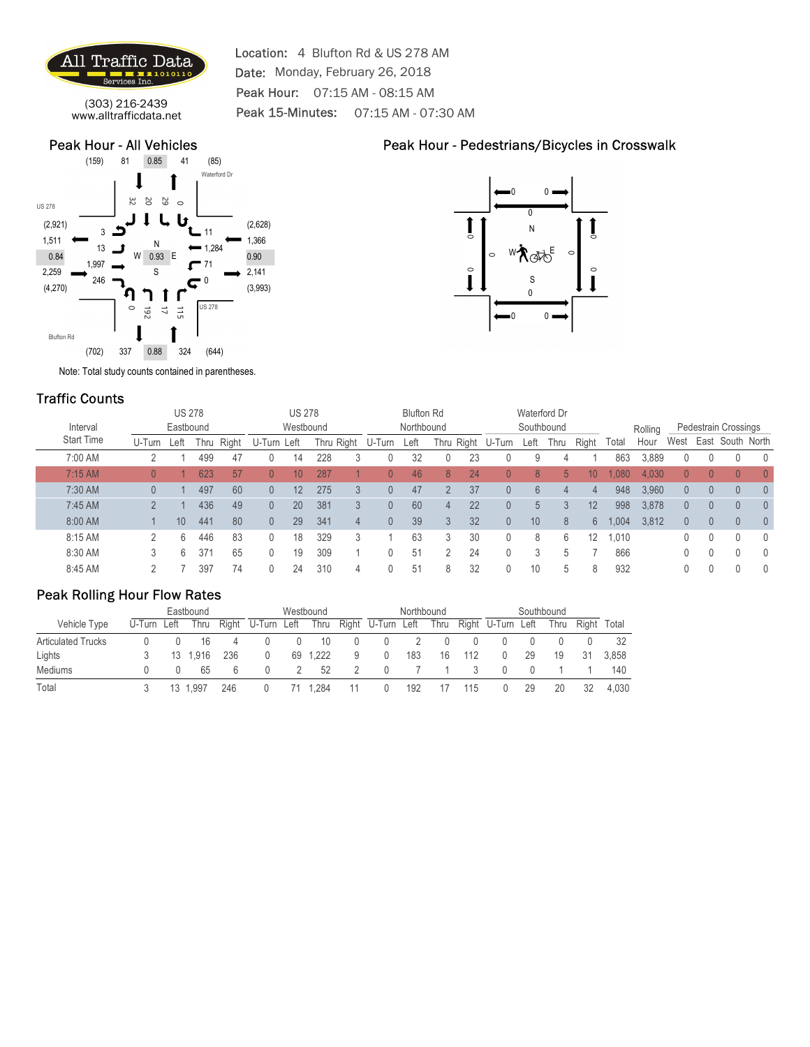All Traffic Data Services Inc.
(303) 216-2439
www.alltrafficdata.net

**Location:** 4 Blufton Rd & US 278 AM
**Date:** Monday, February 26, 2018
**Peak Hour:** 07:15 AM - 08:15 AM
**Peak 15-Minutes:** 07:30 AM - 07:30 AM

## Peak Hour - All Vehicles

Waterford Dr (north leg): (159) 81 | 0.85 | 41 (85)
Southbound: U-Turn 0, Left 29, Thru 20, Right 32

US 278 (west leg): (2,921) 1,511 | 0.84 | 2,259 (4,270)
Eastbound: U-Turn 3, Left 13, Thru 1,997, Right 246

US 278 (east leg): (2,628) 1,366 | 0.90 | 2,141 (3,993)
Westbound: U-Turn 0, Left 71, Thru 1,284, Right 11

Blufton Rd (south leg): (702) 337 | 0.88 | 324 (644)
Northbound: U-Turn 0, Left 192, Thru 17, Right 115

Intersection PHF: 0.93

Note: Total study counts contained in parentheses.

## Peak Hour - Pedestrians/Bicycles in Crosswalk

North: 0, South: 0, East: 0, West: 0

## Traffic Counts

| Interval Start Time | US 278 Eastbound U-Turn | Left | Thru | Right | US 278 Westbound U-Turn | Left | Thru | Right | Blufton Rd Northbound U-Turn | Left | Thru | Right | Waterford Dr Southbound U-Turn | Left | Thru | Right | Total | Rolling Hour | Pedestrain Crossings West | East | South | North |
|---|---|---|---|---|---|---|---|---|---|---|---|---|---|---|---|---|---|---|---|---|---|---|
| 7:00 AM | 2 | 1 | 499 | 47 | 0 | 14 | 228 | 3 | 0 | 32 | 0 | 23 | 0 | 9 | 4 | 1 | 863 | 3,889 | 0 | 0 | 0 | 0 |
| 7:15 AM | 0 | 1 | 623 | 57 | 0 | 10 | 287 | 1 | 0 | 46 | 8 | 24 | 0 | 8 | 5 | 10 | 1,080 | 4,030 | 0 | 0 | 0 | 0 |
| 7:30 AM | 0 | 1 | 497 | 60 | 0 | 12 | 275 | 3 | 0 | 47 | 2 | 37 | 0 | 6 | 4 | 4 | 948 | 3,960 | 0 | 0 | 0 | 0 |
| 7:45 AM | 2 | 1 | 436 | 49 | 0 | 20 | 381 | 3 | 0 | 60 | 4 | 22 | 0 | 5 | 3 | 12 | 998 | 3,878 | 0 | 0 | 0 | 0 |
| 8:00 AM | 1 | 10 | 441 | 80 | 0 | 29 | 341 | 4 | 0 | 39 | 3 | 32 | 0 | 10 | 8 | 6 | 1,004 | 3,812 | 0 | 0 | 0 | 0 |
| 8:15 AM | 2 | 6 | 446 | 83 | 0 | 18 | 329 | 3 | 1 | 63 | 3 | 30 | 0 | 8 | 6 | 12 | 1,010 | | 0 | 0 | 0 | 0 |
| 8:30 AM | 3 | 6 | 371 | 65 | 0 | 19 | 309 | 1 | 0 | 51 | 2 | 24 | 0 | 3 | 5 | 7 | 866 | | 0 | 0 | 0 | 0 |
| 8:45 AM | 2 | 7 | 397 | 74 | 0 | 24 | 310 | 4 | 0 | 51 | 8 | 32 | 0 | 10 | 5 | 8 | 932 | | 0 | 0 | 0 | 0 |

## Peak Rolling Hour Flow Rates

| Vehicle Type | Eastbound U-Turn | Left | Thru | Right | Westbound U-Turn | Left | Thru | Right | Northbound U-Turn | Left | Thru | Right | Southbound U-Turn | Left | Thru | Right | Total |
|---|---|---|---|---|---|---|---|---|---|---|---|---|---|---|---|---|---|
| Articulated Trucks | 0 | 0 | 16 | 4 | 0 | 0 | 10 | 0 | 0 | 2 | 0 | 0 | 0 | 0 | 0 | 0 | 32 |
| Lights | 3 | 13 | 1,916 | 236 | 0 | 69 | 1,222 | 9 | 0 | 183 | 16 | 112 | 0 | 29 | 19 | 31 | 3,858 |
| Mediums | 0 | 0 | 65 | 6 | 0 | 2 | 52 | 2 | 0 | 7 | 1 | 3 | 0 | 0 | 1 | 1 | 140 |
| Total | 3 | 13 | 1,997 | 246 | 0 | 71 | 1,284 | 11 | 0 | 192 | 17 | 115 | 0 | 29 | 20 | 32 | 4,030 |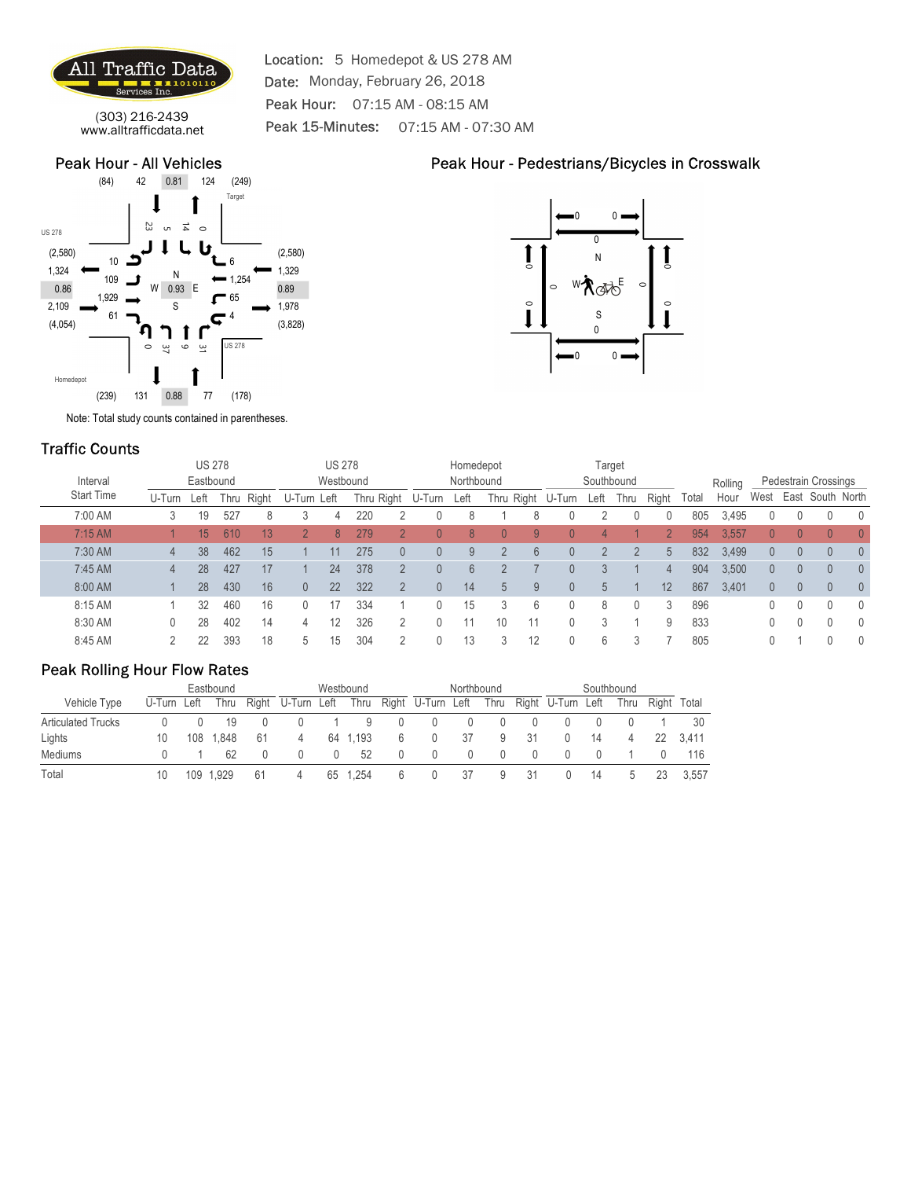All Traffic Data Services Inc.
(303) 216-2439
www.alltrafficdata.net

**Location:** 5 Homedepot & US 278 AM
**Date:** Monday, February 26, 2018
**Peak Hour:** 07:15 AM - 08:15 AM
**Peak 15-Minutes:** 07:30 AM - 07:30 AM

## Peak Hour - All Vehicles

(84) 42 0.81 124 (249)
Target
US 278
23 5 14 0
(2,580) 1,324 0.86 2,109 (4,054)
10 109 1,929 61
N W 0.93 E S
6 1,254 65 4
(2,580) 1,329 0.89 1,978 (3,828)
0 37 9 31
US 278
Homedepot
(239) 131 0.88 77 (178)

Note: Total study counts contained in parentheses.

## Peak Hour - Pedestrians/Bicycles in Crosswalk

0 0 0 0 0 0 0 0 0 0 0 0 0 0 0 0
N W E S

## Traffic Counts

| Interval Start Time | US 278 Eastbound | | | | US 278 Westbound | | | | Homedepot Northbound | | | | Target Southbound | | | | Total | Rolling Hour | Pedestrain Crossings | | | |
|---|---|---|---|---|---|---|---|---|---|---|---|---|---|---|---|---|---|---|---|---|---|---|
| | U-Turn | Left | Thru | Right | U-Turn | Left | Thru | Right | U-Turn | Left | Thru | Right | U-Turn | Left | Thru | Right | | | West | East | South | North |
| 7:00 AM | 3 | 19 | 527 | 8 | 3 | 4 | 220 | 2 | 0 | 8 | 1 | 8 | 0 | 2 | 0 | 0 | 805 | 3,495 | 0 | 0 | 0 | 0 |
| 7:15 AM | 1 | 15 | 610 | 13 | 2 | 8 | 279 | 2 | 0 | 8 | 0 | 9 | 0 | 4 | 1 | 2 | 954 | 3,557 | 0 | 0 | 0 | 0 |
| 7:30 AM | 4 | 38 | 462 | 15 | 1 | 11 | 275 | 0 | 0 | 9 | 2 | 6 | 0 | 2 | 2 | 5 | 832 | 3,499 | 0 | 0 | 0 | 0 |
| 7:45 AM | 4 | 28 | 427 | 17 | 1 | 24 | 378 | 2 | 0 | 6 | 2 | 7 | 0 | 3 | 1 | 4 | 904 | 3,500 | 0 | 0 | 0 | 0 |
| 8:00 AM | 1 | 28 | 430 | 16 | 0 | 22 | 322 | 2 | 0 | 14 | 5 | 9 | 0 | 5 | 1 | 12 | 867 | 3,401 | 0 | 0 | 0 | 0 |
| 8:15 AM | 1 | 32 | 460 | 16 | 0 | 17 | 334 | 1 | 0 | 15 | 3 | 6 | 0 | 8 | 0 | 3 | 896 | | 0 | 0 | 0 | 0 |
| 8:30 AM | 0 | 28 | 402 | 14 | 4 | 12 | 326 | 2 | 0 | 11 | 10 | 11 | 0 | 3 | 1 | 9 | 833 | | 0 | 0 | 0 | 0 |
| 8:45 AM | 2 | 22 | 393 | 18 | 5 | 15 | 304 | 2 | 0 | 13 | 3 | 12 | 0 | 6 | 3 | 7 | 805 | | 0 | 1 | 0 | 0 |

## Peak Rolling Hour Flow Rates

| Vehicle Type | Eastbound | | | | Westbound | | | | Northbound | | | | Southbound | | | | Total |
|---|---|---|---|---|---|---|---|---|---|---|---|---|---|---|---|---|---|
| | U-Turn | Left | Thru | Right | U-Turn | Left | Thru | Right | U-Turn | Left | Thru | Right | U-Turn | Left | Thru | Right | |
| Articulated Trucks | 0 | 0 | 19 | 0 | 0 | 1 | 9 | 0 | 0 | 0 | 0 | 0 | 0 | 0 | 0 | 1 | 30 |
| Lights | 10 | 108 | 1,848 | 61 | 4 | 64 | 1,193 | 6 | 0 | 37 | 9 | 31 | 0 | 14 | 4 | 22 | 3,411 |
| Mediums | 0 | 1 | 62 | 0 | 0 | 0 | 52 | 0 | 0 | 0 | 0 | 0 | 0 | 0 | 1 | 0 | 116 |
| Total | 10 | 109 | 1,929 | 61 | 4 | 65 | 1,254 | 6 | 0 | 37 | 9 | 31 | 0 | 14 | 5 | 23 | 3,557 |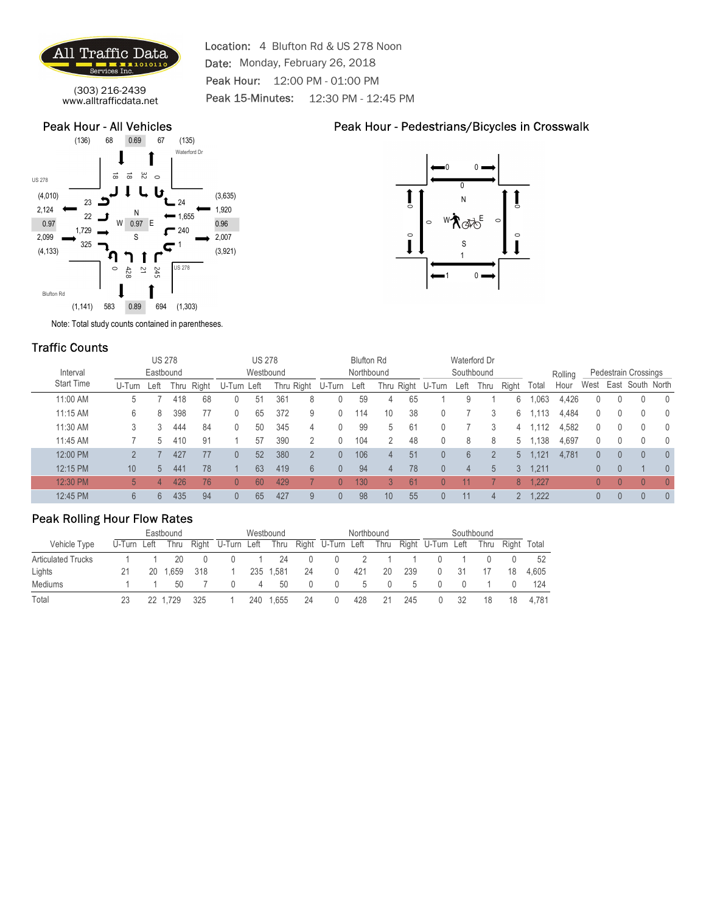All Traffic Data Services Inc.
(303) 216-2439
www.alltrafficdata.net

**Location:** 4 Blufton Rd & US 278 Noon
**Date:** Monday, February 26, 2018
**Peak Hour:** 12:00 PM - 01:00 PM
**Peak 15-Minutes:** 12:30 PM - 12:45 PM

## Peak Hour - All Vehicles

Note: Total study counts contained in parentheses.

## Peak Hour - Pedestrians/Bicycles in Crosswalk

## Traffic Counts

| Interval Start Time | US 278 Eastbound U-Turn | Left | Thru | Right | US 278 Westbound U-Turn | Left | Thru | Right | Blufton Rd Northbound U-Turn | Left | Thru | Right | Waterford Dr Southbound U-Turn | Left | Thru | Right | Total | Rolling Hour | Pedestrain Crossings West | East | South | North |
|---|---|---|---|---|---|---|---|---|---|---|---|---|---|---|---|---|---|---|---|---|---|---|
| 11:00 AM | 5 | 7 | 418 | 68 | 0 | 51 | 361 | 8 | 0 | 59 | 4 | 65 | 1 | 9 | 1 | 6 | 1,063 | 4,426 | 0 | 0 | 0 | 0 |
| 11:15 AM | 6 | 8 | 398 | 77 | 0 | 65 | 372 | 9 | 0 | 114 | 10 | 38 | 0 | 7 | 3 | 6 | 1,113 | 4,484 | 0 | 0 | 0 | 0 |
| 11:30 AM | 3 | 3 | 444 | 84 | 0 | 50 | 345 | 4 | 0 | 99 | 5 | 61 | 0 | 7 | 3 | 4 | 1,112 | 4,582 | 0 | 0 | 0 | 0 |
| 11:45 AM | 7 | 5 | 410 | 91 | 1 | 57 | 390 | 2 | 0 | 104 | 2 | 48 | 0 | 8 | 8 | 5 | 1,138 | 4,697 | 0 | 0 | 0 | 0 |
| 12:00 PM | 2 | 7 | 427 | 77 | 0 | 52 | 380 | 2 | 0 | 106 | 4 | 51 | 0 | 6 | 2 | 5 | 1,121 | 4,781 | 0 | 0 | 0 | 0 |
| 12:15 PM | 10 | 5 | 441 | 78 | 1 | 63 | 419 | 6 | 0 | 94 | 4 | 78 | 0 | 4 | 5 | 3 | 1,211 | | 0 | 0 | 1 | 0 |
| 12:30 PM | 5 | 4 | 426 | 76 | 0 | 60 | 429 | 7 | 0 | 130 | 3 | 61 | 0 | 11 | 7 | 8 | 1,227 | | 0 | 0 | 0 | 0 |
| 12:45 PM | 6 | 6 | 435 | 94 | 0 | 65 | 427 | 9 | 0 | 98 | 10 | 55 | 0 | 11 | 4 | 2 | 1,222 | | 0 | 0 | 0 | 0 |

## Peak Rolling Hour Flow Rates

| Vehicle Type | Eastbound U-Turn | Left | Thru | Right | Westbound U-Turn | Left | Thru | Right | Northbound U-Turn | Left | Thru | Right | Southbound U-Turn | Left | Thru | Right | Total |
|---|---|---|---|---|---|---|---|---|---|---|---|---|---|---|---|---|---|
| Articulated Trucks | 1 | 1 | 20 | 0 | 0 | 1 | 24 | 0 | 0 | 2 | 1 | 1 | 0 | 1 | 0 | 0 | 52 |
| Lights | 21 | 20 | 1,659 | 318 | 1 | 235 | 1,581 | 24 | 0 | 421 | 20 | 239 | 0 | 31 | 17 | 18 | 4,605 |
| Mediums | 1 | 1 | 50 | 7 | 0 | 4 | 50 | 0 | 0 | 5 | 0 | 5 | 0 | 0 | 1 | 0 | 124 |
| Total | 23 | 22 | 1,729 | 325 | 1 | 240 | 1,655 | 24 | 0 | 428 | 21 | 245 | 0 | 32 | 18 | 18 | 4,781 |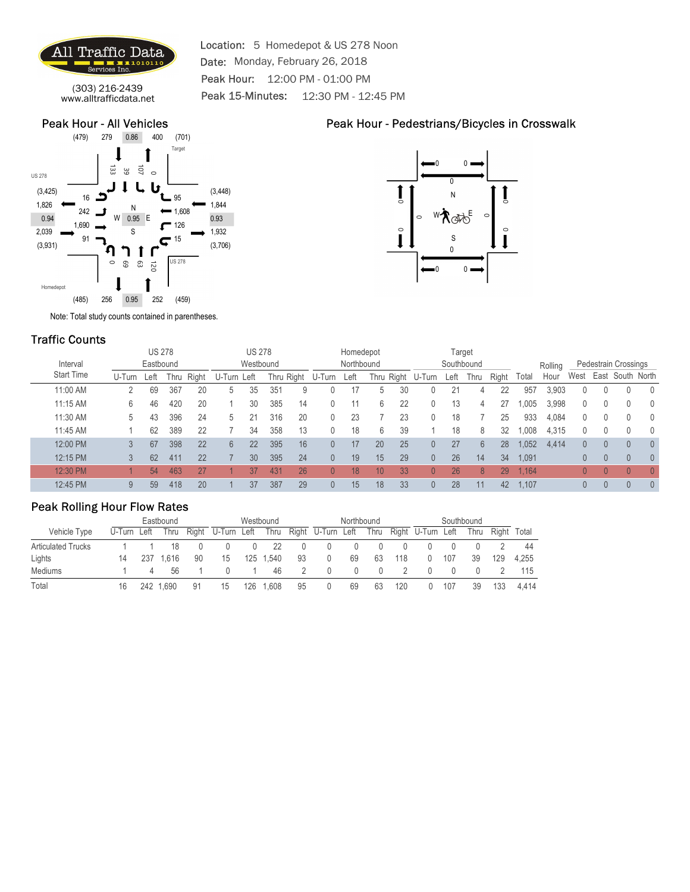All Traffic Data Services Inc.

(303) 216-2439
www.alltrafficdata.net

**Location:** 5 Homedepot & US 278 Noon
**Date:** Monday, February 26, 2018
**Peak Hour:** 12:00 PM - 01:00 PM
**Peak 15-Minutes:** 12:30 PM - 12:45 PM

## Peak Hour - All Vehicles

(479) 279 0.86 400 (701)

Target

US 278

133 39 107 0

(3,425) 16 95 (3,448)
1,826 242 1,608 1,844
0.94 N 0.95 W E S 126 0.93
2,039 1,690 15 1,932
(3,931) 91 (3,706)

0 69 63 120

US 278

Homedepot

(485) 256 0.95 252 (459)

Note: Total study counts contained in parentheses.

## Peak Hour - Pedestrians/Bicycles in Crosswalk

0 0 0 0 0 0 0 0 0 0 0 0

N W E S

## Traffic Counts

| Interval Start Time | US 278 Eastbound U-Turn | Left | Thru | Right | US 278 Westbound U-Turn | Left | Thru | Right | Homedepot Northbound U-Turn | Left | Thru | Right | Target Southbound U-Turn | Left | Thru | Right | Total | Rolling Hour | Pedestrain Crossings West | East | South | North |
|---|---|---|---|---|---|---|---|---|---|---|---|---|---|---|---|---|---|---|---|---|---|---|
| 11:00 AM | 2 | 69 | 367 | 20 | 5 | 35 | 351 | 9 | 0 | 17 | 5 | 30 | 0 | 21 | 4 | 22 | 957 | 3,903 | 0 | 0 | 0 | 0 |
| 11:15 AM | 6 | 46 | 420 | 20 | 1 | 30 | 385 | 14 | 0 | 11 | 6 | 22 | 0 | 13 | 4 | 27 | 1,005 | 3,998 | 0 | 0 | 0 | 0 |
| 11:30 AM | 5 | 43 | 396 | 24 | 5 | 21 | 316 | 20 | 0 | 23 | 7 | 23 | 0 | 18 | 7 | 25 | 933 | 4,084 | 0 | 0 | 0 | 0 |
| 11:45 AM | 1 | 62 | 389 | 22 | 7 | 34 | 358 | 13 | 0 | 18 | 6 | 39 | 1 | 18 | 8 | 32 | 1,008 | 4,315 | 0 | 0 | 0 | 0 |
| 12:00 PM | 3 | 67 | 398 | 22 | 6 | 22 | 395 | 16 | 0 | 17 | 20 | 25 | 0 | 27 | 6 | 28 | 1,052 | 4,414 | 0 | 0 | 0 | 0 |
| 12:15 PM | 3 | 62 | 411 | 22 | 7 | 30 | 395 | 24 | 0 | 19 | 15 | 29 | 0 | 26 | 14 | 34 | 1,091 | | 0 | 0 | 0 | 0 |
| 12:30 PM | 1 | 54 | 463 | 27 | 1 | 37 | 431 | 26 | 0 | 18 | 10 | 33 | 0 | 26 | 8 | 29 | 1,164 | | 0 | 0 | 0 | 0 |
| 12:45 PM | 9 | 59 | 418 | 20 | 1 | 37 | 387 | 29 | 0 | 15 | 18 | 33 | 0 | 28 | 11 | 42 | 1,107 | | 0 | 0 | 0 | 0 |

## Peak Rolling Hour Flow Rates

| Vehicle Type | Eastbound U-Turn | Left | Thru | Right | Westbound U-Turn | Left | Thru | Right | Northbound U-Turn | Left | Thru | Right | Southbound U-Turn | Left | Thru | Right | Total |
|---|---|---|---|---|---|---|---|---|---|---|---|---|---|---|---|---|---|
| Articulated Trucks | 1 | 1 | 18 | 0 | 0 | 0 | 22 | 0 | 0 | 0 | 0 | 0 | 0 | 0 | 0 | 2 | 44 |
| Lights | 14 | 237 | 1,616 | 90 | 15 | 125 | 1,540 | 93 | 0 | 69 | 63 | 118 | 0 | 107 | 39 | 129 | 4,255 |
| Mediums | 1 | 4 | 56 | 1 | 0 | 1 | 46 | 2 | 0 | 0 | 0 | 2 | 0 | 0 | 0 | 2 | 115 |
| Total | 16 | 242 | 1,690 | 91 | 15 | 126 | 1,608 | 95 | 0 | 69 | 63 | 120 | 0 | 107 | 39 | 133 | 4,414 |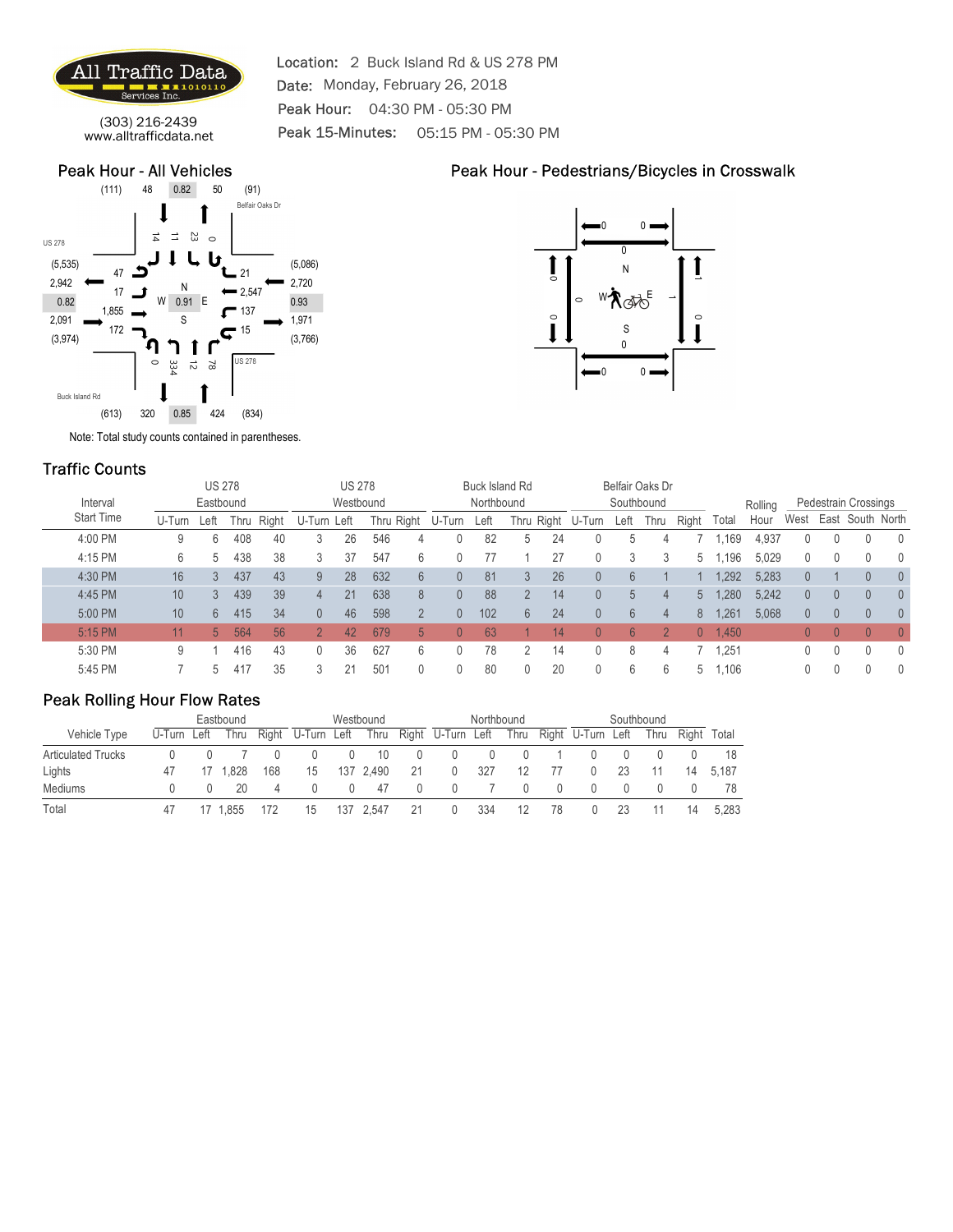All Traffic Data Services Inc.
(303) 216-2439
www.alltrafficdata.net

**Location:** 2 Buck Island Rd & US 278 PM
**Date:** Monday, February 26, 2018
**Peak Hour:** 04:30 PM - 05:30 PM
**Peak 15-Minutes:** 05:15 PM - 05:30 PM

## Peak Hour - All Vehicles

Note: Total study counts contained in parentheses.

## Peak Hour - Pedestrians/Bicycles in Crosswalk

## Traffic Counts

| Interval Start Time | US 278 Eastbound U-Turn | Left | Thru | Right | US 278 Westbound U-Turn | Left | Thru | Right | Buck Island Rd Northbound U-Turn | Left | Thru | Right | Belfair Oaks Dr Southbound U-Turn | Left | Thru | Right | Total | Rolling Hour | Pedestrain Crossings West | East | South | North |
|---|---|---|---|---|---|---|---|---|---|---|---|---|---|---|---|---|---|---|---|---|---|---|
| 4:00 PM | 9 | 6 | 408 | 40 | 3 | 26 | 546 | 4 | 0 | 82 | 5 | 24 | 0 | 5 | 4 | 7 | 1,169 | 4,937 | 0 | 0 | 0 | 0 |
| 4:15 PM | 6 | 5 | 438 | 38 | 3 | 37 | 547 | 6 | 0 | 77 | 1 | 27 | 0 | 3 | 3 | 5 | 1,196 | 5,029 | 0 | 0 | 0 | 0 |
| 4:30 PM | 16 | 3 | 437 | 43 | 9 | 28 | 632 | 6 | 0 | 81 | 3 | 26 | 0 | 6 | 1 | 1 | 1,292 | 5,283 | 0 | 1 | 0 | 0 |
| 4:45 PM | 10 | 3 | 439 | 39 | 4 | 21 | 638 | 8 | 0 | 88 | 2 | 14 | 0 | 5 | 4 | 5 | 1,280 | 5,242 | 0 | 0 | 0 | 0 |
| 5:00 PM | 10 | 6 | 415 | 34 | 0 | 46 | 598 | 2 | 0 | 102 | 6 | 24 | 0 | 6 | 4 | 8 | 1,261 | 5,068 | 0 | 0 | 0 | 0 |
| 5:15 PM | 11 | 5 | 564 | 56 | 2 | 42 | 679 | 5 | 0 | 63 | 1 | 14 | 0 | 6 | 2 | 0 | 1,450 | | 0 | 0 | 0 | 0 |
| 5:30 PM | 9 | 1 | 416 | 43 | 0 | 36 | 627 | 6 | 0 | 78 | 2 | 14 | 0 | 8 | 4 | 7 | 1,251 | | 0 | 0 | 0 | 0 |
| 5:45 PM | 7 | 5 | 417 | 35 | 3 | 21 | 501 | 0 | 0 | 80 | 0 | 20 | 0 | 6 | 6 | 5 | 1,106 | | 0 | 0 | 0 | 0 |

## Peak Rolling Hour Flow Rates

| Vehicle Type | Eastbound U-Turn | Left | Thru | Right | Westbound U-Turn | Left | Thru | Right | Northbound U-Turn | Left | Thru | Right | Southbound U-Turn | Left | Thru | Right | Total |
|---|---|---|---|---|---|---|---|---|---|---|---|---|---|---|---|---|---|
| Articulated Trucks | 0 | 0 | 7 | 0 | 0 | 0 | 10 | 0 | 0 | 0 | 0 | 1 | 0 | 0 | 0 | 0 | 18 |
| Lights | 47 | 17 | 1,828 | 168 | 15 | 137 | 2,490 | 21 | 0 | 327 | 12 | 77 | 0 | 23 | 11 | 14 | 5,187 |
| Mediums | 0 | 0 | 20 | 4 | 0 | 0 | 47 | 0 | 0 | 7 | 0 | 0 | 0 | 0 | 0 | 0 | 78 |
| Total | 47 | 17 | 1,855 | 172 | 15 | 137 | 2,547 | 21 | 0 | 334 | 12 | 78 | 0 | 23 | 11 | 14 | 5,283 |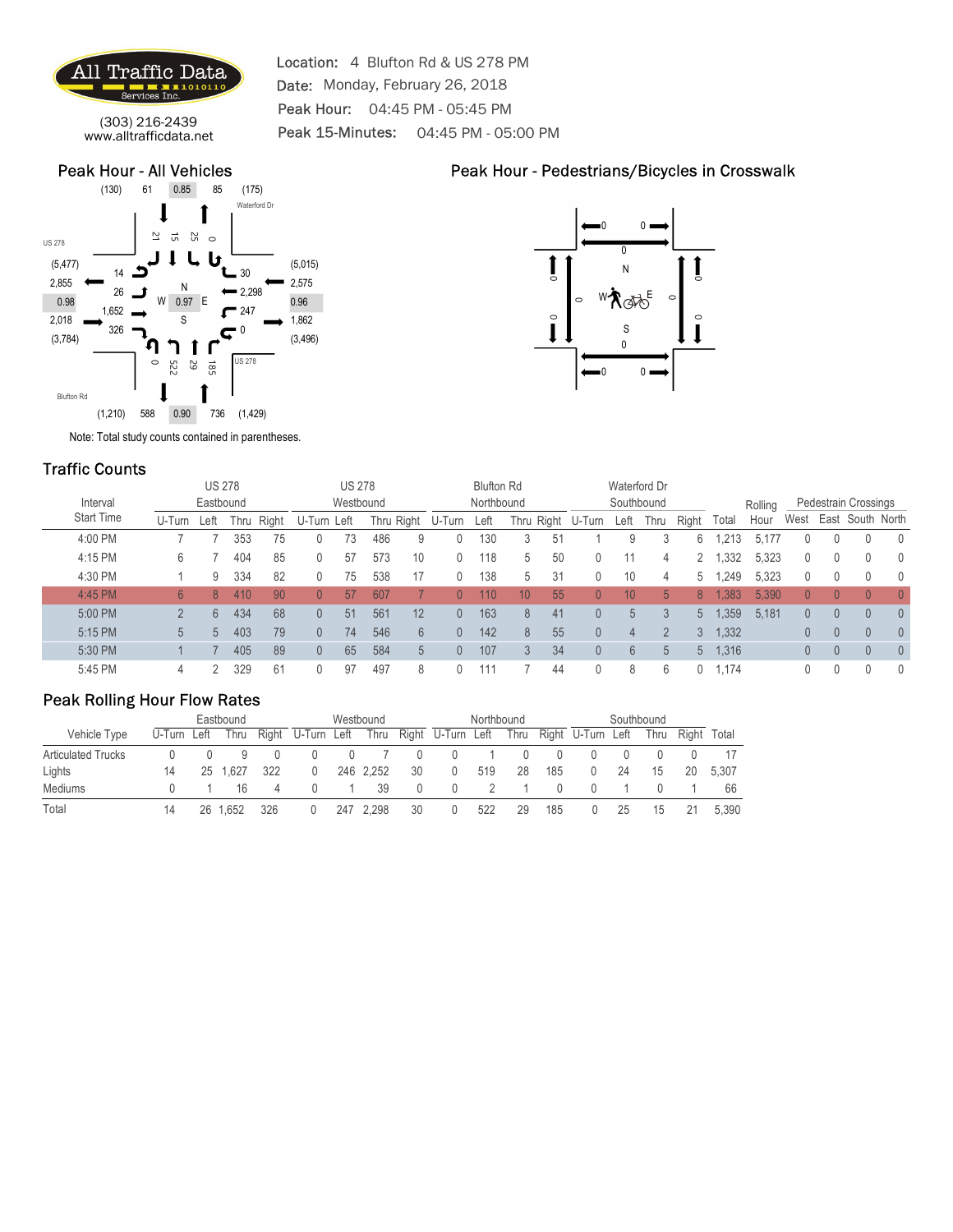All Traffic Data Services Inc.

(303) 216-2439
www.alltrafficdata.net

**Location:** 4 Blufton Rd & US 278 PM
**Date:** Monday, February 26, 2018
**Peak Hour:** 04:45 PM - 05:45 PM
**Peak 15-Minutes:** 04:45 PM - 05:00 PM

## Peak Hour - All Vehicles

(130) 61 0.85 85 (175)
Waterford Dr
21 15 25 0
US 278
(5,477) 14 30 (5,015)
2,855 26 N 2,298 2,575
0.98 W 0.97 E 0.96
1,652 247
2,018 S 1,862
(3,784) 326 0 (3,496)
0 522 29 185
US 278
Blufton Rd
(1,210) 588 0.90 736 (1,429)

Note: Total study counts contained in parentheses.

## Peak Hour - Pedestrians/Bicycles in Crosswalk

0 0
0
N
0 0
W E
0 0
S
0
0 0

## Traffic Counts

| Interval Start Time | US 278 Eastbound U-Turn | Left | Thru | Right | US 278 Westbound U-Turn | Left | Thru | Right | Blufton Rd Northbound U-Turn | Left | Thru | Right | Waterford Dr Southbound U-Turn | Left | Thru | Right | Total | Rolling Hour | Pedestrain Crossings West | East | South | North |
|---|---|---|---|---|---|---|---|---|---|---|---|---|---|---|---|---|---|---|---|---|---|---|
| 4:00 PM | 7 | 7 | 353 | 75 | 0 | 73 | 486 | 9 | 0 | 130 | 3 | 51 | 1 | 9 | 3 | 6 | 1,213 | 5,177 | 0 | 0 | 0 | 0 |
| 4:15 PM | 6 | 7 | 404 | 85 | 0 | 57 | 573 | 10 | 0 | 118 | 5 | 50 | 0 | 11 | 4 | 2 | 1,332 | 5,323 | 0 | 0 | 0 | 0 |
| 4:30 PM | 1 | 9 | 334 | 82 | 0 | 75 | 538 | 17 | 0 | 138 | 5 | 31 | 0 | 10 | 4 | 5 | 1,249 | 5,323 | 0 | 0 | 0 | 0 |
| 4:45 PM | 6 | 8 | 410 | 90 | 0 | 57 | 607 | 7 | 0 | 110 | 10 | 55 | 0 | 10 | 5 | 8 | 1,383 | 5,390 | 0 | 0 | 0 | 0 |
| 5:00 PM | 2 | 6 | 434 | 68 | 0 | 51 | 561 | 12 | 0 | 163 | 8 | 41 | 0 | 5 | 3 | 5 | 1,359 | 5,181 | 0 | 0 | 0 | 0 |
| 5:15 PM | 5 | 5 | 403 | 79 | 0 | 74 | 546 | 6 | 0 | 142 | 8 | 55 | 0 | 4 | 2 | 3 | 1,332 | | 0 | 0 | 0 | 0 |
| 5:30 PM | 1 | 7 | 405 | 89 | 0 | 65 | 584 | 5 | 0 | 107 | 3 | 34 | 0 | 6 | 5 | 5 | 1,316 | | 0 | 0 | 0 | 0 |
| 5:45 PM | 4 | 2 | 329 | 61 | 0 | 97 | 497 | 8 | 0 | 111 | 7 | 44 | 0 | 8 | 6 | 0 | 1,174 | | 0 | 0 | 0 | 0 |

## Peak Rolling Hour Flow Rates

| Vehicle Type | Eastbound U-Turn | Left | Thru | Right | Westbound U-Turn | Left | Thru | Right | Northbound U-Turn | Left | Thru | Right | Southbound U-Turn | Left | Thru | Right | Total |
|---|---|---|---|---|---|---|---|---|---|---|---|---|---|---|---|---|---|
| Articulated Trucks | 0 | 0 | 9 | 0 | 0 | 0 | 7 | 0 | 0 | 1 | 0 | 0 | 0 | 0 | 0 | 0 | 17 |
| Lights | 14 | 25 | 1,627 | 322 | 0 | 246 | 2,252 | 30 | 0 | 519 | 28 | 185 | 0 | 24 | 15 | 20 | 5,307 |
| Mediums | 0 | 1 | 16 | 4 | 0 | 1 | 39 | 0 | 0 | 2 | 1 | 0 | 0 | 1 | 0 | 1 | 66 |
| Total | 14 | 26 | 1,652 | 326 | 0 | 247 | 2,298 | 30 | 0 | 522 | 29 | 185 | 0 | 25 | 15 | 21 | 5,390 |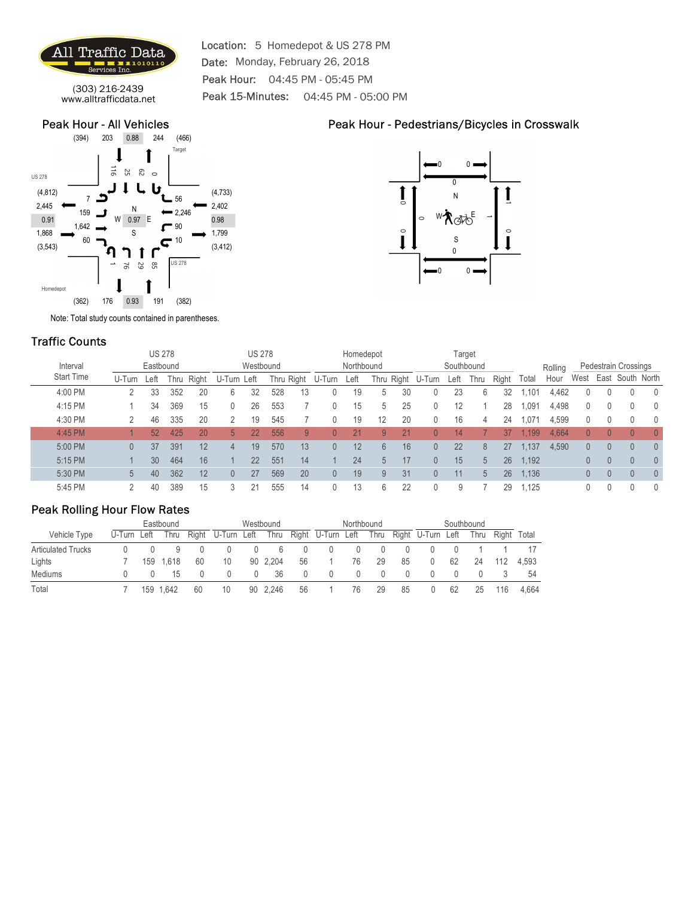All Traffic Data Services Inc.

(303) 216-2439
www.alltrafficdata.net

**Location:** 5 Homedepot & US 278 PM
**Date:** Monday, February 26, 2018
**Peak Hour:** 04:45 PM - 05:45 PM
**Peak 15-Minutes:** 04:45 PM - 05:00 PM

## Peak Hour - All Vehicles

(394) 203 0.88 244 (466)
Target
116 25 62 0
US 278
(4,812) 7 56 (4,733)
2,445 159 2,246 2,402
0.91 W 0.97 E 0.98
1,868 1,642 90 1,799
(3,543) 60 10 (3,412)
N S
1 76 29 85
US 278
Homedepot
(362) 176 0.93 191 (382)

Note: Total study counts contained in parentheses.

## Peak Hour - Pedestrians/Bicycles in Crosswalk

0 0
0
N
0 0 W E 1 1
0 0
S
0
0 0

## Traffic Counts

| Interval Start Time | US 278 Eastbound U-Turn | Left | Thru | Right | US 278 Westbound U-Turn | Left | Thru | Right | Homedepot Northbound U-Turn | Left | Thru | Right | Target Southbound U-Turn | Left | Thru | Right | Total | Rolling Hour | Pedestrain Crossings West | East | South | North |
|---|---|---|---|---|---|---|---|---|---|---|---|---|---|---|---|---|---|---|---|---|---|---|
| 4:00 PM | 2 | 33 | 352 | 20 | 6 | 32 | 528 | 13 | 0 | 19 | 5 | 30 | 0 | 23 | 6 | 32 | 1,101 | 4,462 | 0 | 0 | 0 | 0 |
| 4:15 PM | 1 | 34 | 369 | 15 | 0 | 26 | 553 | 7 | 0 | 15 | 5 | 25 | 0 | 12 | 1 | 28 | 1,091 | 4,498 | 0 | 0 | 0 | 0 |
| 4:30 PM | 2 | 46 | 335 | 20 | 2 | 19 | 545 | 7 | 0 | 19 | 12 | 20 | 0 | 16 | 4 | 24 | 1,071 | 4,599 | 0 | 0 | 0 | 0 |
| 4:45 PM | 1 | 52 | 425 | 20 | 5 | 22 | 556 | 9 | 0 | 21 | 9 | 21 | 0 | 14 | 7 | 37 | 1,199 | 4,664 | 0 | 0 | 0 | 0 |
| 5:00 PM | 0 | 37 | 391 | 12 | 4 | 19 | 570 | 13 | 0 | 12 | 6 | 16 | 0 | 22 | 8 | 27 | 1,137 | 4,590 | 0 | 0 | 0 | 0 |
| 5:15 PM | 1 | 30 | 464 | 16 | 1 | 22 | 551 | 14 | 1 | 24 | 5 | 17 | 0 | 15 | 5 | 26 | 1,192 | | 0 | 0 | 0 | 0 |
| 5:30 PM | 5 | 40 | 362 | 12 | 0 | 27 | 569 | 20 | 0 | 19 | 9 | 31 | 0 | 11 | 5 | 26 | 1,136 | | 0 | 0 | 0 | 0 |
| 5:45 PM | 2 | 40 | 389 | 15 | 3 | 21 | 555 | 14 | 0 | 13 | 6 | 22 | 0 | 9 | 7 | 29 | 1,125 | | 0 | 0 | 0 | 0 |

## Peak Rolling Hour Flow Rates

| Vehicle Type | Eastbound U-Turn | Left | Thru | Right | Westbound U-Turn | Left | Thru | Right | Northbound U-Turn | Left | Thru | Right | Southbound U-Turn | Left | Thru | Right | Total |
|---|---|---|---|---|---|---|---|---|---|---|---|---|---|---|---|---|---|
| Articulated Trucks | 0 | 0 | 9 | 0 | 0 | 0 | 6 | 0 | 0 | 0 | 0 | 0 | 0 | 0 | 1 | 1 | 17 |
| Lights | 7 | 159 | 1,618 | 60 | 10 | 90 | 2,204 | 56 | 1 | 76 | 29 | 85 | 0 | 62 | 24 | 112 | 4,593 |
| Mediums | 0 | 0 | 15 | 0 | 0 | 0 | 36 | 0 | 0 | 0 | 0 | 0 | 0 | 0 | 0 | 3 | 54 |
| Total | 7 | 159 | 1,642 | 60 | 10 | 90 | 2,246 | 56 | 1 | 76 | 29 | 85 | 0 | 62 | 25 | 116 | 4,664 |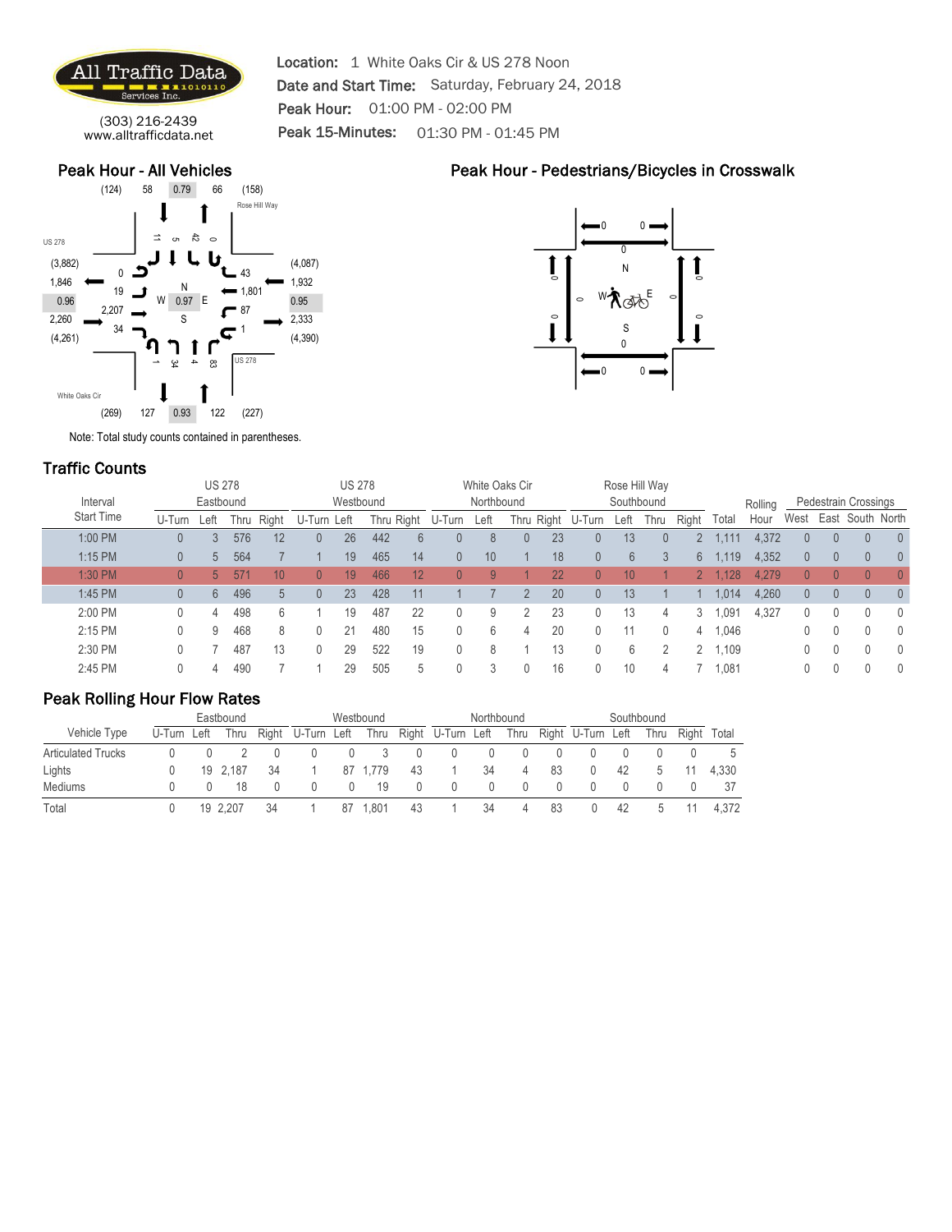All Traffic Data Services Inc.
(303) 216-2439
www.alltrafficdata.net

**Location:** 1 White Oaks Cir & US 278 Noon
**Date and Start Time:** Saturday, February 24, 2018
**Peak Hour:** 01:00 PM - 02:00 PM
**Peak 15-Minutes:** 01:30 PM - 01:45 PM

## Peak Hour - All Vehicles

(124) 58 0.79 66 (158)
Rose Hill Way
US 278
11 5 42 0
(3,882) 0 43 (4,087)
1,846 19 N 1,801 1,932
0.96 W 0.97 E 87 0.95
2,260 2,207 S 1 2,333
(4,261) 34 (4,390)
1 34 4 83
US 278
White Oaks Cir
(269) 127 0.93 122 (227)

Note: Total study counts contained in parentheses.

## Peak Hour - Pedestrians/Bicycles in Crosswalk

0 0
0
N
0 W E 0
0 0
S
0
0 0

## Traffic Counts

| Interval Start Time | US 278 Eastbound U-Turn | Left | Thru | Right | US 278 Westbound U-Turn | Left | Thru | Right | White Oaks Cir Northbound U-Turn | Left | Thru | Right | Rose Hill Way Southbound U-Turn | Left | Thru | Right | Total | Rolling Hour | Pedestrain Crossings West | East | South | North |
|---|---|---|---|---|---|---|---|---|---|---|---|---|---|---|---|---|---|---|---|---|---|---|
| 1:00 PM | 0 | 3 | 576 | 12 | 0 | 26 | 442 | 6 | 0 | 8 | 0 | 23 | 0 | 13 | 0 | 2 | 1,111 | 4,372 | 0 | 0 | 0 | 0 |
| 1:15 PM | 0 | 5 | 564 | 7 | 1 | 19 | 465 | 14 | 0 | 10 | 1 | 18 | 0 | 6 | 3 | 6 | 1,119 | 4,352 | 0 | 0 | 0 | 0 |
| 1:30 PM | 0 | 5 | 571 | 10 | 0 | 19 | 466 | 12 | 0 | 9 | 1 | 22 | 0 | 10 | 1 | 2 | 1,128 | 4,279 | 0 | 0 | 0 | 0 |
| 1:45 PM | 0 | 6 | 496 | 5 | 0 | 23 | 428 | 11 | 1 | 7 | 2 | 20 | 0 | 13 | 1 | 1 | 1,014 | 4,260 | 0 | 0 | 0 | 0 |
| 2:00 PM | 0 | 4 | 498 | 6 | 1 | 19 | 487 | 22 | 0 | 9 | 2 | 23 | 0 | 13 | 4 | 3 | 1,091 | 4,327 | 0 | 0 | 0 | 0 |
| 2:15 PM | 0 | 9 | 468 | 8 | 0 | 21 | 480 | 15 | 0 | 6 | 4 | 20 | 0 | 11 | 0 | 4 | 1,046 | | 0 | 0 | 0 | 0 |
| 2:30 PM | 0 | 7 | 487 | 13 | 0 | 29 | 522 | 19 | 0 | 8 | 1 | 13 | 0 | 6 | 2 | 2 | 1,109 | | 0 | 0 | 0 | 0 |
| 2:45 PM | 0 | 4 | 490 | 7 | 1 | 29 | 505 | 5 | 0 | 3 | 0 | 16 | 0 | 10 | 4 | 7 | 1,081 | | 0 | 0 | 0 | 0 |

## Peak Rolling Hour Flow Rates

| Vehicle Type | Eastbound U-Turn | Left | Thru | Right | Westbound U-Turn | Left | Thru | Right | Northbound U-Turn | Left | Thru | Right | Southbound U-Turn | Left | Thru | Right | Total |
|---|---|---|---|---|---|---|---|---|---|---|---|---|---|---|---|---|---|
| Articulated Trucks | 0 | 0 | 2 | 0 | 0 | 0 | 3 | 0 | 0 | 0 | 0 | 0 | 0 | 0 | 0 | 0 | 5 |
| Lights | 0 | 19 | 2,187 | 34 | 1 | 87 | 1,779 | 43 | 1 | 34 | 4 | 83 | 0 | 42 | 5 | 11 | 4,330 |
| Mediums | 0 | 0 | 18 | 0 | 0 | 0 | 19 | 0 | 0 | 0 | 0 | 0 | 0 | 0 | 0 | 0 | 37 |
| Total | 0 | 19 | 2,207 | 34 | 1 | 87 | 1,801 | 43 | 1 | 34 | 4 | 83 | 0 | 42 | 5 | 11 | 4,372 |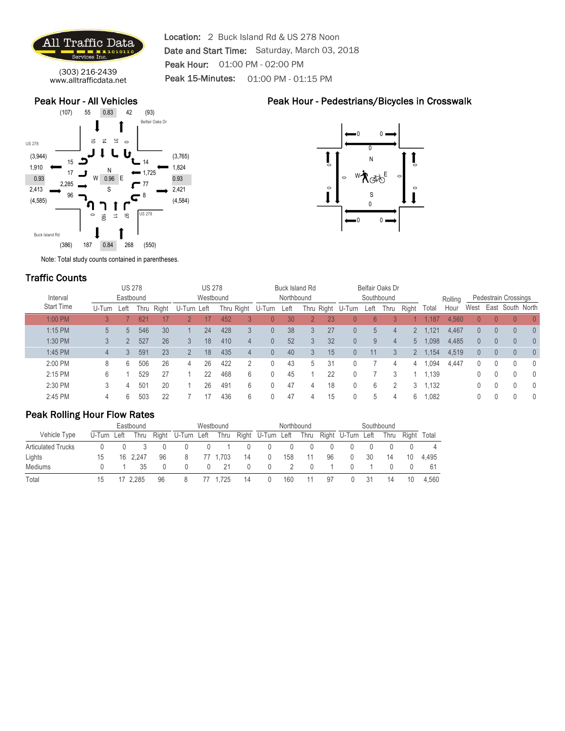All Traffic Data Services Inc.

(303) 216-2439
www.alltrafficdata.net

**Location:** 2 Buck Island Rd & US 278 Noon
**Date and Start Time:** Saturday, March 03, 2018
**Peak Hour:** 01:00 PM - 02:00 PM
**Peak 15-Minutes:** 01:00 PM - 01:15 PM

## Peak Hour - All Vehicles

(107) 55 0.83 42 (93)
Belfair Oaks Dr
10 14 31 0
US 278
(3,944) 1,910 0.93 2,413 (4,585)
15 17 2,285 96
N W 0.96 E S
14 1,725 77 8
(3,765) 1,824 0.93 2,421 (4,584)
0 160 11 97
US 278
Buck Island Rd
(386) 187 0.84 268 (550)

Note: Total study counts contained in parentheses.

## Peak Hour - Pedestrians/Bicycles in Crosswalk

0 0 0 N 0 0 W E 0 0 S 0 0 0

## Traffic Counts

| Interval Start Time | US 278 Eastbound | | | | US 278 Westbound | | | | Buck Island Rd Northbound | | | | Belfair Oaks Dr Southbound | | | | Total | Rolling Hour | Pedestrain Crossings | | | |
|---|---|---|---|---|---|---|---|---|---|---|---|---|---|---|---|---|---|---|---|---|---|---|
| | U-Turn | Left | Thru | Right | U-Turn | Left | Thru | Right | U-Turn | Left | Thru | Right | U-Turn | Left | Thru | Right | | | West | East | South | North |
| 1:00 PM | 3 | 7 | 621 | 17 | 2 | 17 | 452 | 3 | 0 | 30 | 2 | 23 | 0 | 6 | 3 | 1 | 1,187 | 4,560 | 0 | 0 | 0 | 0 |
| 1:15 PM | 5 | 5 | 546 | 30 | 1 | 24 | 428 | 3 | 0 | 38 | 3 | 27 | 0 | 5 | 4 | 2 | 1,121 | 4,467 | 0 | 0 | 0 | 0 |
| 1:30 PM | 3 | 2 | 527 | 26 | 3 | 18 | 410 | 4 | 0 | 52 | 3 | 32 | 0 | 9 | 4 | 5 | 1,098 | 4,485 | 0 | 0 | 0 | 0 |
| 1:45 PM | 4 | 3 | 591 | 23 | 2 | 18 | 435 | 4 | 0 | 40 | 3 | 15 | 0 | 11 | 3 | 2 | 1,154 | 4,519 | 0 | 0 | 0 | 0 |
| 2:00 PM | 8 | 6 | 506 | 26 | 4 | 26 | 422 | 2 | 0 | 43 | 5 | 31 | 0 | 7 | 4 | 4 | 1,094 | 4,447 | 0 | 0 | 0 | 0 |
| 2:15 PM | 6 | 1 | 529 | 27 | 1 | 22 | 468 | 6 | 0 | 45 | 1 | 22 | 0 | 7 | 3 | 1 | 1,139 | | 0 | 0 | 0 | 0 |
| 2:30 PM | 3 | 4 | 501 | 20 | 1 | 26 | 491 | 6 | 0 | 47 | 4 | 18 | 0 | 6 | 2 | 3 | 1,132 | | 0 | 0 | 0 | 0 |
| 2:45 PM | 4 | 6 | 503 | 22 | 7 | 17 | 436 | 6 | 0 | 47 | 4 | 15 | 0 | 5 | 4 | 6 | 1,082 | | 0 | 0 | 0 | 0 |

## Peak Rolling Hour Flow Rates

| Vehicle Type | Eastbound | | | | Westbound | | | | Northbound | | | | Southbound | | | | Total |
|---|---|---|---|---|---|---|---|---|---|---|---|---|---|---|---|---|---|
| | U-Turn | Left | Thru | Right | U-Turn | Left | Thru | Right | U-Turn | Left | Thru | Right | U-Turn | Left | Thru | Right | |
| Articulated Trucks | 0 | 0 | 3 | 0 | 0 | 0 | 1 | 0 | 0 | 0 | 0 | 0 | 0 | 0 | 0 | 0 | 4 |
| Lights | 15 | 16 | 2,247 | 96 | 8 | 77 | 1,703 | 14 | 0 | 158 | 11 | 96 | 0 | 30 | 14 | 10 | 4,495 |
| Mediums | 0 | 1 | 35 | 0 | 0 | 0 | 21 | 0 | 0 | 2 | 0 | 1 | 0 | 1 | 0 | 0 | 61 |
| Total | 15 | 17 | 2,285 | 96 | 8 | 77 | 1,725 | 14 | 0 | 160 | 11 | 97 | 0 | 31 | 14 | 10 | 4,560 |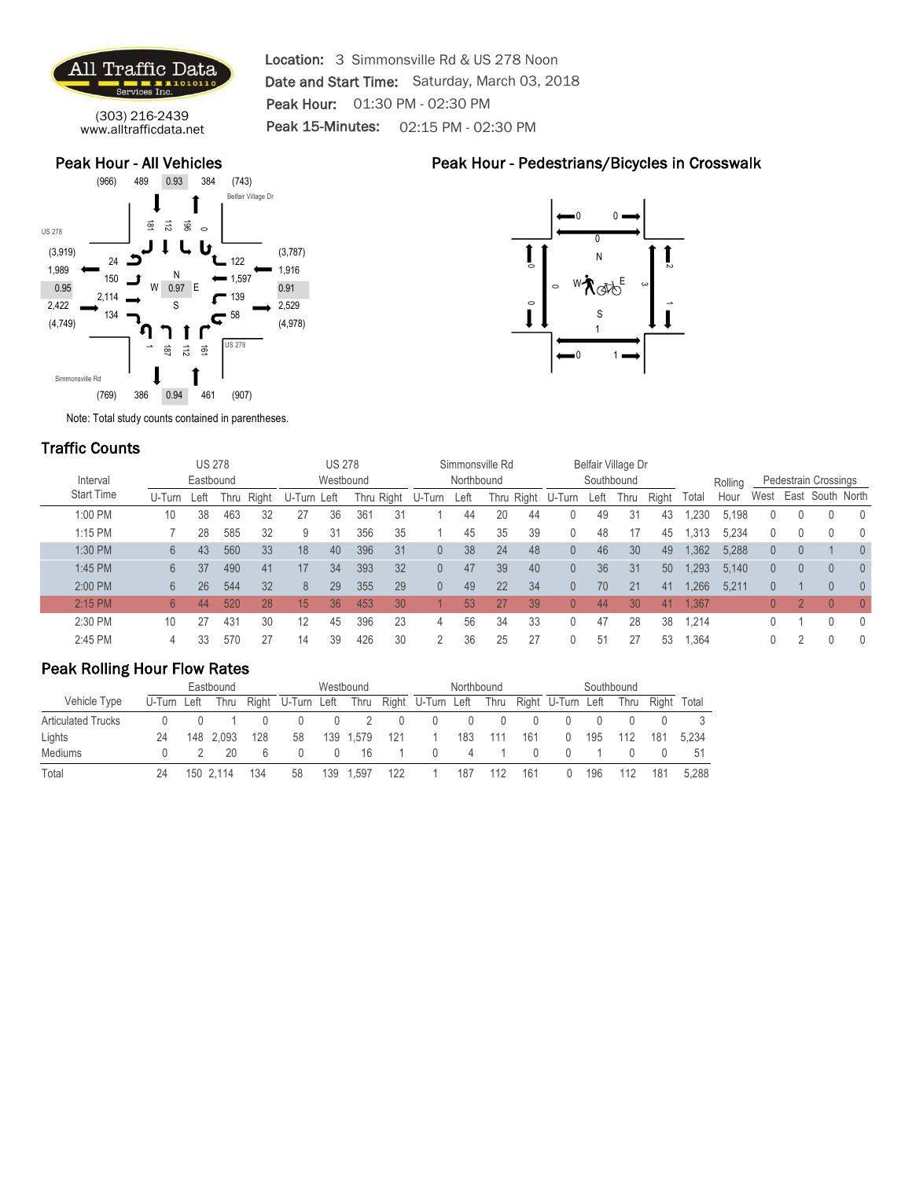All Traffic Data Services Inc.

(303) 216-2439
www.alltrafficdata.net

**Location:** 3 Simmonsville Rd & US 278 Noon
**Date and Start Time:** Saturday, March 03, 2018
**Peak Hour:** 01:30 PM - 02:30 PM
**Peak 15-Minutes:** 02:15 PM - 02:30 PM

## Peak Hour - All Vehicles

(966) 489 0.93 384 (743)
Belfair Village Dr
181 112 196 0
US 278
(3,919) 1,989 0.95 2,422 (4,749)
24 150 2,114 134
N W 0.97 E S
122 1,597 139 58
(3,787) 1,916 0.91 2,529 (4,978)
1 187 112 161
US 278
Simmonsville Rd
(769) 386 0.94 461 (907)

Note: Total study counts contained in parentheses.

## Peak Hour - Pedestrians/Bicycles in Crosswalk

0 0
0
N
0 0 W E 3 2
0 1
S
1
0 1

## Traffic Counts

| Interval Start Time | US 278 Eastbound U-Turn | Left | Thru | Right | US 278 Westbound U-Turn | Left | Thru | Right | Simmonsville Rd Northbound U-Turn | Left | Thru | Right | Belfair Village Dr Southbound U-Turn | Left | Thru | Right | Total | Rolling Hour | Pedestrain Crossings West | East | South | North |
|---|---|---|---|---|---|---|---|---|---|---|---|---|---|---|---|---|---|---|---|---|---|---|
| 1:00 PM | 10 | 38 | 463 | 32 | 27 | 36 | 361 | 31 | 1 | 44 | 20 | 44 | 0 | 49 | 31 | 43 | 1,230 | 5,198 | 0 | 0 | 0 | 0 |
| 1:15 PM | 7 | 28 | 585 | 32 | 9 | 31 | 356 | 35 | 1 | 45 | 35 | 39 | 0 | 48 | 17 | 45 | 1,313 | 5,234 | 0 | 0 | 0 | 0 |
| 1:30 PM | 6 | 43 | 560 | 33 | 18 | 40 | 396 | 31 | 0 | 38 | 24 | 48 | 0 | 46 | 30 | 49 | 1,362 | 5,288 | 0 | 0 | 1 | 0 |
| 1:45 PM | 6 | 37 | 490 | 41 | 17 | 34 | 393 | 32 | 0 | 47 | 39 | 40 | 0 | 36 | 31 | 50 | 1,293 | 5,140 | 0 | 0 | 0 | 0 |
| 2:00 PM | 6 | 26 | 544 | 32 | 8 | 29 | 355 | 29 | 0 | 49 | 22 | 34 | 0 | 70 | 21 | 41 | 1,266 | 5,211 | 0 | 1 | 0 | 0 |
| 2:15 PM | 6 | 44 | 520 | 28 | 15 | 36 | 453 | 30 | 1 | 53 | 27 | 39 | 0 | 44 | 30 | 41 | 1,367 | | 0 | 2 | 0 | 0 |
| 2:30 PM | 10 | 27 | 431 | 30 | 12 | 45 | 396 | 23 | 4 | 56 | 34 | 33 | 0 | 47 | 28 | 38 | 1,214 | | 0 | 1 | 0 | 0 |
| 2:45 PM | 4 | 33 | 570 | 27 | 14 | 39 | 426 | 30 | 2 | 36 | 25 | 27 | 0 | 51 | 27 | 53 | 1,364 | | 0 | 2 | 0 | 0 |

## Peak Rolling Hour Flow Rates

| Vehicle Type | Eastbound U-Turn | Left | Thru | Right | Westbound U-Turn | Left | Thru | Right | Northbound U-Turn | Left | Thru | Right | Southbound U-Turn | Left | Thru | Right | Total |
|---|---|---|---|---|---|---|---|---|---|---|---|---|---|---|---|---|---|
| Articulated Trucks | 0 | 0 | 1 | 0 | 0 | 0 | 2 | 0 | 0 | 0 | 0 | 0 | 0 | 0 | 0 | 0 | 3 |
| Lights | 24 | 148 | 2,093 | 128 | 58 | 139 | 1,579 | 121 | 1 | 183 | 111 | 161 | 0 | 195 | 112 | 181 | 5,234 |
| Mediums | 0 | 2 | 20 | 6 | 0 | 0 | 16 | 1 | 0 | 4 | 1 | 0 | 0 | 1 | 0 | 0 | 51 |
| Total | 24 | 150 | 2,114 | 134 | 58 | 139 | 1,597 | 122 | 1 | 187 | 112 | 161 | 0 | 196 | 112 | 181 | 5,288 |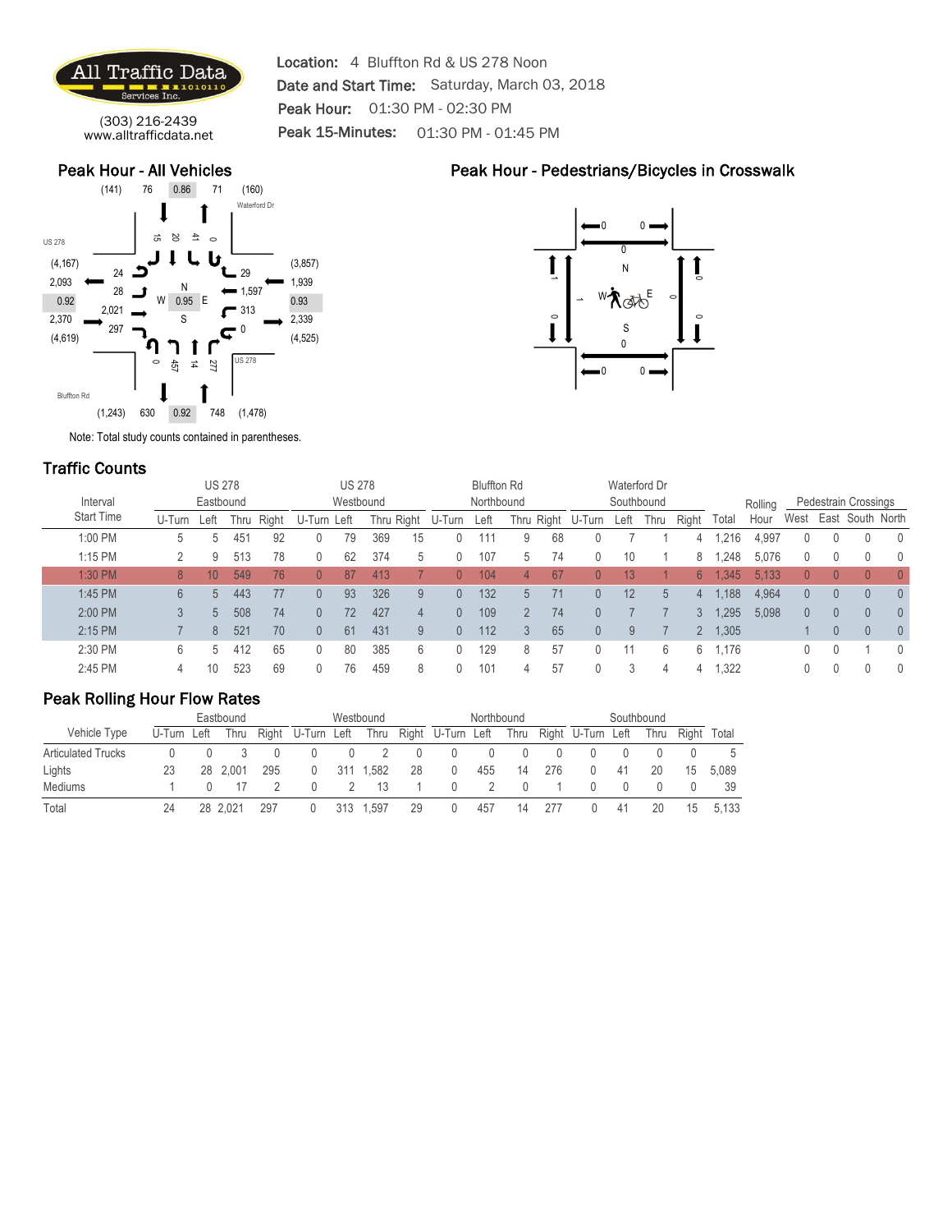All Traffic Data Services Inc.

(303) 216-2439
www.alltrafficdata.net

**Location:** 4 Bluffton Rd & US 278 Noon
**Date and Start Time:** Saturday, March 03, 2018
**Peak Hour:** 01:30 PM - 02:30 PM
**Peak 15-Minutes:** 01:30 PM - 01:45 PM

## Peak Hour - All Vehicles

(141) 76 0.86 71 (160)
Waterford Dr
15 20 41 0
US 278
(4,167) 24 29 (3,857)
2,093 28 N 1,597 1,939
0.92 W 0.95 E 0.93
2,370 2,021 S 313 2,339
(4,619) 297 0 (4,525)
0 457 14 277
US 278
Bluffton Rd
(1,243) 630 0.92 748 (1,478)

Note: Total study counts contained in parentheses.

## Peak Hour - Pedestrians/Bicycles in Crosswalk

0 0
0
N
1 1 W E 0 0
0 0
S
0
0 0

## Traffic Counts

| Interval Start Time | US 278 Eastbound | | | | US 278 Westbound | | | | Bluffton Rd Northbound | | | | Waterford Dr Southbound | | | | Total | Rolling Hour | Pedestrain Crossings | | | |
|---|---|---|---|---|---|---|---|---|---|---|---|---|---|---|---|---|---|---|---|---|---|---|
| | U-Turn | Left | Thru | Right | U-Turn | Left | Thru | Right | U-Turn | Left | Thru | Right | U-Turn | Left | Thru | Right | | | West | East | South | North |
| 1:00 PM | 5 | 5 | 451 | 92 | 0 | 79 | 369 | 15 | 0 | 111 | 9 | 68 | 0 | 7 | 1 | 4 | 1,216 | 4,997 | 0 | 0 | 0 | 0 |
| 1:15 PM | 2 | 9 | 513 | 78 | 0 | 62 | 374 | 5 | 0 | 107 | 5 | 74 | 0 | 10 | 1 | 8 | 1,248 | 5,076 | 0 | 0 | 0 | 0 |
| 1:30 PM | 8 | 10 | 549 | 76 | 0 | 87 | 413 | 7 | 0 | 104 | 4 | 67 | 0 | 13 | 1 | 6 | 1,345 | 5,133 | 0 | 0 | 0 | 0 |
| 1:45 PM | 6 | 5 | 443 | 77 | 0 | 93 | 326 | 9 | 0 | 132 | 5 | 71 | 0 | 12 | 5 | 4 | 1,188 | 4,964 | 0 | 0 | 0 | 0 |
| 2:00 PM | 3 | 5 | 508 | 74 | 0 | 72 | 427 | 4 | 0 | 109 | 2 | 74 | 0 | 7 | 7 | 3 | 1,295 | 5,098 | 0 | 0 | 0 | 0 |
| 2:15 PM | 7 | 8 | 521 | 70 | 0 | 61 | 431 | 9 | 0 | 112 | 3 | 65 | 0 | 9 | 7 | 2 | 1,305 | | 1 | 0 | 0 | 0 |
| 2:30 PM | 6 | 5 | 412 | 65 | 0 | 80 | 385 | 6 | 0 | 129 | 8 | 57 | 0 | 11 | 6 | 6 | 1,176 | | 0 | 0 | 1 | 0 |
| 2:45 PM | 4 | 10 | 523 | 69 | 0 | 76 | 459 | 8 | 0 | 101 | 4 | 57 | 0 | 3 | 4 | 4 | 1,322 | | 0 | 0 | 0 | 0 |

## Peak Rolling Hour Flow Rates

| Vehicle Type | Eastbound | | | | Westbound | | | | Northbound | | | | Southbound | | | | Total |
|---|---|---|---|---|---|---|---|---|---|---|---|---|---|---|---|---|---|
| | U-Turn | Left | Thru | Right | U-Turn | Left | Thru | Right | U-Turn | Left | Thru | Right | U-Turn | Left | Thru | Right | |
| Articulated Trucks | 0 | 0 | 3 | 0 | 0 | 0 | 2 | 0 | 0 | 0 | 0 | 0 | 0 | 0 | 0 | 0 | 5 |
| Lights | 23 | 28 | 2,001 | 295 | 0 | 311 | 1,582 | 28 | 0 | 455 | 14 | 276 | 0 | 41 | 20 | 15 | 5,089 |
| Mediums | 1 | 0 | 17 | 2 | 0 | 2 | 13 | 1 | 0 | 2 | 0 | 1 | 0 | 0 | 0 | 0 | 39 |
| Total | 24 | 28 | 2,021 | 297 | 0 | 313 | 1,597 | 29 | 0 | 457 | 14 | 277 | 0 | 41 | 20 | 15 | 5,133 |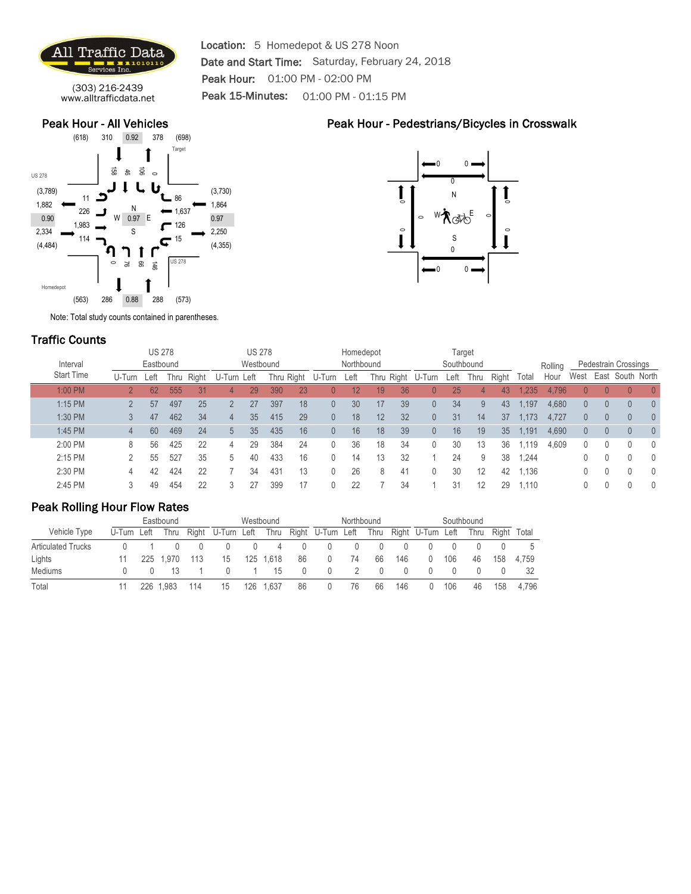All Traffic Data Services Inc.

(303) 216-2439
www.alltrafficdata.net

**Location:** 5 Homedepot & US 278 Noon
**Date and Start Time:** Saturday, February 24, 2018
**Peak Hour:** 01:00 PM - 02:00 PM
**Peak 15-Minutes:** 01:00 PM - 01:15 PM

## Peak Hour - All Vehicles

(618) 310 0.92 378 (698)
Target
158 46 106 0
US 278
(3,789) 11 86 (3,730)
1,882 226 1,637 1,864
0.90 W 0.97 E 0.97
2,334 1,983 126 2,250
(4,484) 114 15 (4,355)
N S
0 76 66 146
US 278
Homedepot
(563) 286 0.88 288 (573)

Note: Total study counts contained in parentheses.

## Peak Hour - Pedestrians/Bicycles in Crosswalk

0 0
0
N
0 0 W E 0 0
0 0
S
0
0 0

## Traffic Counts

| Interval Start Time | US 278 Eastbound | | | | US 278 Westbound | | | | Homedepot Northbound | | | | Target Southbound | | | | Total | Rolling Hour | Pedestrain Crossings | | | |
|---|---|---|---|---|---|---|---|---|---|---|---|---|---|---|---|---|---|---|---|---|---|---|
| | U-Turn | Left | Thru | Right | U-Turn | Left | Thru | Right | U-Turn | Left | Thru | Right | U-Turn | Left | Thru | Right | | | West | East | South | North |
| 1:00 PM | 2 | 62 | 555 | 31 | 4 | 29 | 390 | 23 | 0 | 12 | 19 | 36 | 0 | 25 | 4 | 43 | 1,235 | 4,796 | 0 | 0 | 0 | 0 |
| 1:15 PM | 2 | 57 | 497 | 25 | 2 | 27 | 397 | 18 | 0 | 30 | 17 | 39 | 0 | 34 | 9 | 43 | 1,197 | 4,680 | 0 | 0 | 0 | 0 |
| 1:30 PM | 3 | 47 | 462 | 34 | 4 | 35 | 415 | 29 | 0 | 18 | 12 | 32 | 0 | 31 | 14 | 37 | 1,173 | 4,727 | 0 | 0 | 0 | 0 |
| 1:45 PM | 4 | 60 | 469 | 24 | 5 | 35 | 435 | 16 | 0 | 16 | 18 | 39 | 0 | 16 | 19 | 35 | 1,191 | 4,690 | 0 | 0 | 0 | 0 |
| 2:00 PM | 8 | 56 | 425 | 22 | 4 | 29 | 384 | 24 | 0 | 36 | 18 | 34 | 0 | 30 | 13 | 36 | 1,119 | 4,609 | 0 | 0 | 0 | 0 |
| 2:15 PM | 2 | 55 | 527 | 35 | 5 | 40 | 433 | 16 | 0 | 14 | 13 | 32 | 1 | 24 | 9 | 38 | 1,244 | | 0 | 0 | 0 | 0 |
| 2:30 PM | 4 | 42 | 424 | 22 | 7 | 34 | 431 | 13 | 0 | 26 | 8 | 41 | 0 | 30 | 12 | 42 | 1,136 | | 0 | 0 | 0 | 0 |
| 2:45 PM | 3 | 49 | 454 | 22 | 3 | 27 | 399 | 17 | 0 | 22 | 7 | 34 | 1 | 31 | 12 | 29 | 1,110 | | 0 | 0 | 0 | 0 |

## Peak Rolling Hour Flow Rates

| Vehicle Type | Eastbound | | | | Westbound | | | | Northbound | | | | Southbound | | | | Total |
|---|---|---|---|---|---|---|---|---|---|---|---|---|---|---|---|---|---|
| | U-Turn | Left | Thru | Right | U-Turn | Left | Thru | Right | U-Turn | Left | Thru | Right | U-Turn | Left | Thru | Right | |
| Articulated Trucks | 0 | 1 | 0 | 0 | 0 | 0 | 4 | 0 | 0 | 0 | 0 | 0 | 0 | 0 | 0 | 0 | 5 |
| Lights | 11 | 225 | 1,970 | 113 | 15 | 125 | 1,618 | 86 | 0 | 74 | 66 | 146 | 0 | 106 | 46 | 158 | 4,759 |
| Mediums | 0 | 0 | 13 | 1 | 0 | 1 | 15 | 0 | 0 | 2 | 0 | 0 | 0 | 0 | 0 | 0 | 32 |
| Total | 11 | 226 | 1,983 | 114 | 15 | 126 | 1,637 | 86 | 0 | 76 | 66 | 146 | 0 | 106 | 46 | 158 | 4,796 |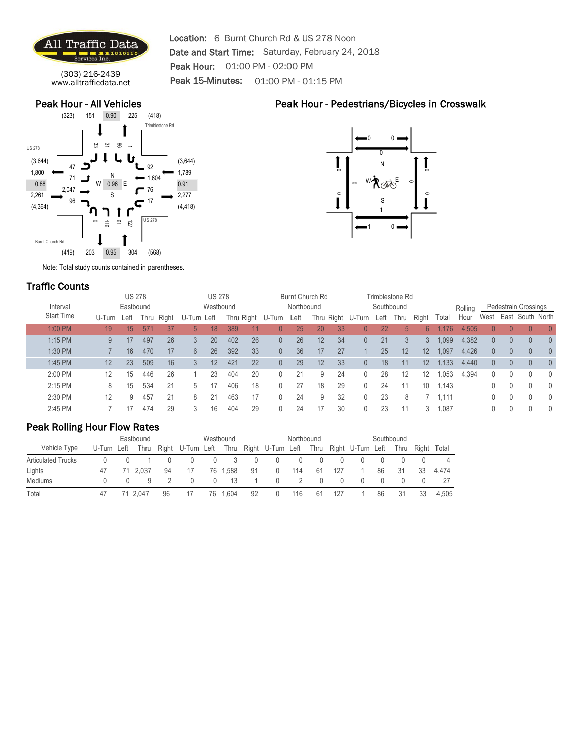All Traffic Data Services Inc.
(303) 216-2439
www.alltrafficdata.net

**Location:** 6 Burnt Church Rd & US 278 Noon
**Date and Start Time:** Saturday, February 24, 2018
**Peak Hour:** 01:00 PM - 02:00 PM
**Peak 15-Minutes:** 01:00 PM - 01:15 PM

## Peak Hour - All Vehicles

(323) 151 0.90 225 (418)
Trimblestone Rd
US 278
33 31 86 1
(3,644) 1,800 0.88 2,261 (4,364)
47 71 2,047 96
N W 0.96 E S
92 1,604 76 17
(3,644) 1,789 0.91 2,277 (4,418)
0 116 61 127
US 278
Burnt Church Rd
(419) 203 0.95 304 (568)

Note: Total study counts contained in parentheses.

## Peak Hour - Pedestrians/Bicycles in Crosswalk

0 0
0
N
0 0
W E
0 0
S
1
1 0

## Traffic Counts

| Interval Start Time | US 278 Eastbound | | | | US 278 Westbound | | | | Burnt Church Rd Northbound | | | | Trimblestone Rd Southbound | | | | Total | Rolling Hour | Pedestrain Crossings | | | |
|---|---|---|---|---|---|---|---|---|---|---|---|---|---|---|---|---|---|---|---|---|---|---|
| | U-Turn | Left | Thru | Right | U-Turn | Left | Thru | Right | U-Turn | Left | Thru | Right | U-Turn | Left | Thru | Right | | | West | East | South | North |
| 1:00 PM | 19 | 15 | 571 | 37 | 5 | 18 | 389 | 11 | 0 | 25 | 20 | 33 | 0 | 22 | 5 | 6 | 1,176 | 4,505 | 0 | 0 | 0 | 0 |
| 1:15 PM | 9 | 17 | 497 | 26 | 3 | 20 | 402 | 26 | 0 | 26 | 12 | 34 | 0 | 21 | 3 | 3 | 1,099 | 4,382 | 0 | 0 | 0 | 0 |
| 1:30 PM | 7 | 16 | 470 | 17 | 6 | 26 | 392 | 33 | 0 | 36 | 17 | 27 | 1 | 25 | 12 | 12 | 1,097 | 4,426 | 0 | 0 | 0 | 0 |
| 1:45 PM | 12 | 23 | 509 | 16 | 3 | 12 | 421 | 22 | 0 | 29 | 12 | 33 | 0 | 18 | 11 | 12 | 1,133 | 4,440 | 0 | 0 | 0 | 0 |
| 2:00 PM | 12 | 15 | 446 | 26 | 1 | 23 | 404 | 20 | 0 | 21 | 9 | 24 | 0 | 28 | 12 | 12 | 1,053 | 4,394 | 0 | 0 | 0 | 0 |
| 2:15 PM | 8 | 15 | 534 | 21 | 5 | 17 | 406 | 18 | 0 | 27 | 18 | 29 | 0 | 24 | 11 | 10 | 1,143 | | 0 | 0 | 0 | 0 |
| 2:30 PM | 12 | 9 | 457 | 21 | 8 | 21 | 463 | 17 | 0 | 24 | 9 | 32 | 0 | 23 | 8 | 7 | 1,111 | | 0 | 0 | 0 | 0 |
| 2:45 PM | 7 | 17 | 474 | 29 | 3 | 16 | 404 | 29 | 0 | 24 | 17 | 30 | 0 | 23 | 11 | 3 | 1,087 | | 0 | 0 | 0 | 0 |

## Peak Rolling Hour Flow Rates

| Vehicle Type | Eastbound | | | | Westbound | | | | Northbound | | | | Southbound | | | | Total |
|---|---|---|---|---|---|---|---|---|---|---|---|---|---|---|---|---|---|
| | U-Turn | Left | Thru | Right | U-Turn | Left | Thru | Right | U-Turn | Left | Thru | Right | U-Turn | Left | Thru | Right | |
| Articulated Trucks | 0 | 0 | 1 | 0 | 0 | 0 | 3 | 0 | 0 | 0 | 0 | 0 | 0 | 0 | 0 | 0 | 4 |
| Lights | 47 | 71 | 2,037 | 94 | 17 | 76 | 1,588 | 91 | 0 | 114 | 61 | 127 | 1 | 86 | 31 | 33 | 4,474 |
| Mediums | 0 | 0 | 9 | 2 | 0 | 0 | 13 | 1 | 0 | 2 | 0 | 0 | 0 | 0 | 0 | 0 | 27 |
| Total | 47 | 71 | 2,047 | 96 | 17 | 76 | 1,604 | 92 | 0 | 116 | 61 | 127 | 1 | 86 | 31 | 33 | 4,505 |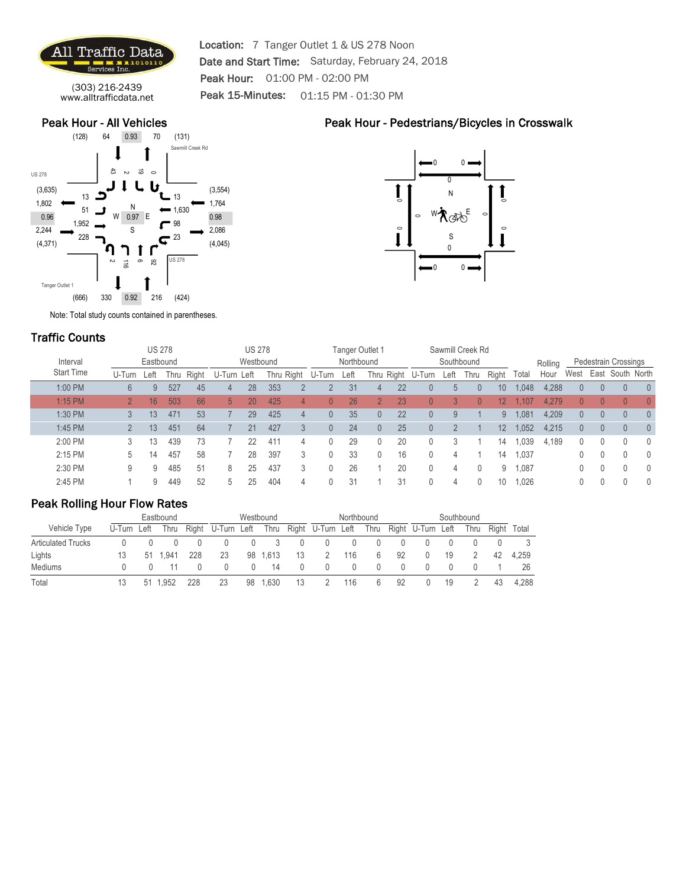All Traffic Data Services Inc.
(303) 216-2439
www.alltrafficdata.net

**Location:** 7 Tanger Outlet 1 & US 278 Noon
**Date and Start Time:** Saturday, February 24, 2018
**Peak Hour:** 01:00 PM - 02:00 PM
**Peak 15-Minutes:** 01:15 PM - 01:30 PM

## Peak Hour - All Vehicles

(128) 64 0.93 70 (131)
Sawmill Creek Rd
US 278
43 2 19 0
(3,635) 13 13 (3,554)
1,802 51 N 1,630 1,764
0.96 W 0.97 E 0.98
1,952 S 98
2,244 228 23 2,086
(4,371) (4,045)
2 116 6 92
US 278
Tanger Outlet 1
(666) 330 0.92 216 (424)

Note: Total study counts contained in parentheses.

## Peak Hour - Pedestrians/Bicycles in Crosswalk

0 0
0
N
0 0 W E 0 0
S
0
0 0

## Traffic Counts

| Interval Start Time | US 278 Eastbound | | | | US 278 Westbound | | | | Tanger Outlet 1 Northbound | | | | Sawmill Creek Rd Southbound | | | | Total | Rolling Hour | Pedestrain Crossings | | | |
|---|---|---|---|---|---|---|---|---|---|---|---|---|---|---|---|---|---|---|---|---|---|---|
| | U-Turn | Left | Thru | Right | U-Turn | Left | Thru | Right | U-Turn | Left | Thru | Right | U-Turn | Left | Thru | Right | | | West | East | South | North |
| 1:00 PM | 6 | 9 | 527 | 45 | 4 | 28 | 353 | 2 | 2 | 31 | 4 | 22 | 0 | 5 | 0 | 10 | 1,048 | 4,288 | 0 | 0 | 0 | 0 |
| 1:15 PM | 2 | 16 | 503 | 66 | 5 | 20 | 425 | 4 | 0 | 26 | 2 | 23 | 0 | 3 | 0 | 12 | 1,107 | 4,279 | 0 | 0 | 0 | 0 |
| 1:30 PM | 3 | 13 | 471 | 53 | 7 | 29 | 425 | 4 | 0 | 35 | 0 | 22 | 0 | 9 | 1 | 9 | 1,081 | 4,209 | 0 | 0 | 0 | 0 |
| 1:45 PM | 2 | 13 | 451 | 64 | 7 | 21 | 427 | 3 | 0 | 24 | 0 | 25 | 0 | 2 | 1 | 12 | 1,052 | 4,215 | 0 | 0 | 0 | 0 |
| 2:00 PM | 3 | 13 | 439 | 73 | 7 | 22 | 411 | 4 | 0 | 29 | 0 | 20 | 0 | 3 | 1 | 14 | 1,039 | 4,189 | 0 | 0 | 0 | 0 |
| 2:15 PM | 5 | 14 | 457 | 58 | 7 | 28 | 397 | 3 | 0 | 33 | 0 | 16 | 0 | 4 | 1 | 14 | 1,037 | | 0 | 0 | 0 | 0 |
| 2:30 PM | 9 | 9 | 485 | 51 | 8 | 25 | 437 | 3 | 0 | 26 | 1 | 20 | 0 | 4 | 0 | 9 | 1,087 | | 0 | 0 | 0 | 0 |
| 2:45 PM | 1 | 9 | 449 | 52 | 5 | 25 | 404 | 4 | 0 | 31 | 1 | 31 | 0 | 4 | 0 | 10 | 1,026 | | 0 | 0 | 0 | 0 |

## Peak Rolling Hour Flow Rates

| Vehicle Type | Eastbound | | | | Westbound | | | | Northbound | | | | Southbound | | | | Total |
|---|---|---|---|---|---|---|---|---|---|---|---|---|---|---|---|---|---|
| | U-Turn | Left | Thru | Right | U-Turn | Left | Thru | Right | U-Turn | Left | Thru | Right | U-Turn | Left | Thru | Right | |
| Articulated Trucks | 0 | 0 | 0 | 0 | 0 | 0 | 3 | 0 | 0 | 0 | 0 | 0 | 0 | 0 | 0 | 0 | 3 |
| Lights | 13 | 51 | 1,941 | 228 | 23 | 98 | 1,613 | 13 | 2 | 116 | 6 | 92 | 0 | 19 | 2 | 42 | 4,259 |
| Mediums | 0 | 0 | 11 | 0 | 0 | 0 | 14 | 0 | 0 | 0 | 0 | 0 | 0 | 0 | 0 | 1 | 26 |
| Total | 13 | 51 | 1,952 | 228 | 23 | 98 | 1,630 | 13 | 2 | 116 | 6 | 92 | 0 | 19 | 2 | 43 | 4,288 |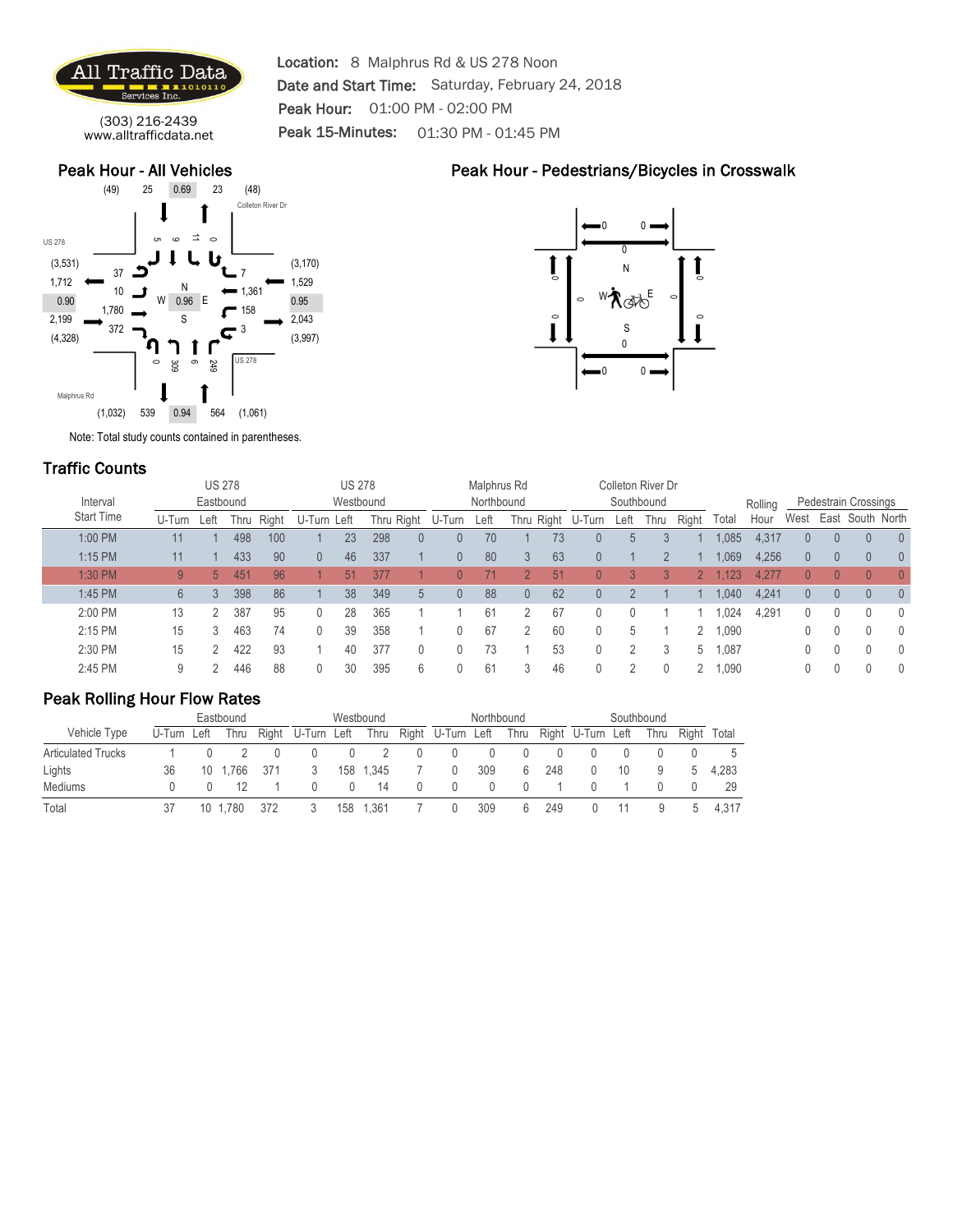All Traffic Data Services Inc.
(303) 216-2439
www.alltrafficdata.net

**Location:** 8 Malphrus Rd & US 278 Noon
**Date and Start Time:** Saturday, February 24, 2018
**Peak Hour:** 01:00 PM - 02:00 PM
**Peak 15-Minutes:** 01:30 PM - 01:45 PM

## Peak Hour - All Vehicles

(49) 25 0.69 23 (48)
Colleton River Dr
US 278
5 9 11 0
(3,531) 37 7 (3,170)
1,712 10 N 1,361 1,529
0.90 W 0.96 E 0.95
2,199 1,780 S 158 2,043
(4,328) 372 3 (3,997)
0 309 6 249
US 278
Malphrus Rd
(1,032) 539 0.94 564 (1,061)

Note: Total study counts contained in parentheses.

## Peak Hour - Pedestrians/Bicycles in Crosswalk

0 0
0
N
0 W E 0 0 0
S
0
0 0

## Traffic Counts

| Interval Start Time | US 278 Eastbound | | | | US 278 Westbound | | | | Malphrus Rd Northbound | | | | Colleton River Dr Southbound | | | | Total | Rolling Hour | Pedestrain Crossings | | | |
|---|---|---|---|---|---|---|---|---|---|---|---|---|---|---|---|---|---|---|---|---|---|---|
| | U-Turn | Left | Thru | Right | U-Turn | Left | Thru | Right | U-Turn | Left | Thru | Right | U-Turn | Left | Thru | Right | | | West | East | South | North |
| 1:00 PM | 11 | 1 | 498 | 100 | 1 | 23 | 298 | 0 | 0 | 70 | 1 | 73 | 0 | 5 | 3 | 1 | 1,085 | 4,317 | 0 | 0 | 0 | 0 |
| 1:15 PM | 11 | 1 | 433 | 90 | 0 | 46 | 337 | 1 | 0 | 80 | 3 | 63 | 0 | 1 | 2 | 1 | 1,069 | 4,256 | 0 | 0 | 0 | 0 |
| 1:30 PM | 9 | 5 | 451 | 96 | 1 | 51 | 377 | 1 | 0 | 71 | 2 | 51 | 0 | 3 | 3 | 2 | 1,123 | 4,277 | 0 | 0 | 0 | 0 |
| 1:45 PM | 6 | 3 | 398 | 86 | 1 | 38 | 349 | 5 | 0 | 88 | 0 | 62 | 0 | 2 | 1 | 1 | 1,040 | 4,241 | 0 | 0 | 0 | 0 |
| 2:00 PM | 13 | 2 | 387 | 95 | 0 | 28 | 365 | 1 | 1 | 61 | 2 | 67 | 0 | 0 | 1 | 1 | 1,024 | 4,291 | 0 | 0 | 0 | 0 |
| 2:15 PM | 15 | 3 | 463 | 74 | 0 | 39 | 358 | 1 | 0 | 67 | 2 | 60 | 0 | 5 | 1 | 2 | 1,090 | | 0 | 0 | 0 | 0 |
| 2:30 PM | 15 | 2 | 422 | 93 | 1 | 40 | 377 | 0 | 0 | 73 | 1 | 53 | 0 | 2 | 3 | 5 | 1,087 | | 0 | 0 | 0 | 0 |
| 2:45 PM | 9 | 2 | 446 | 88 | 0 | 30 | 395 | 6 | 0 | 61 | 3 | 46 | 0 | 2 | 0 | 2 | 1,090 | | 0 | 0 | 0 | 0 |

## Peak Rolling Hour Flow Rates

| Vehicle Type | Eastbound | | | | Westbound | | | | Northbound | | | | Southbound | | | | Total |
|---|---|---|---|---|---|---|---|---|---|---|---|---|---|---|---|---|---|
| | U-Turn | Left | Thru | Right | U-Turn | Left | Thru | Right | U-Turn | Left | Thru | Right | U-Turn | Left | Thru | Right | |
| Articulated Trucks | 1 | 0 | 2 | 0 | 0 | 0 | 2 | 0 | 0 | 0 | 0 | 0 | 0 | 0 | 0 | 0 | 5 |
| Lights | 36 | 10 | 1,766 | 371 | 3 | 158 | 1,345 | 7 | 0 | 309 | 6 | 248 | 0 | 10 | 9 | 5 | 4,283 |
| Mediums | 0 | 0 | 12 | 1 | 0 | 0 | 14 | 0 | 0 | 0 | 0 | 1 | 0 | 1 | 0 | 0 | 29 |
| Total | 37 | 10 | 1,780 | 372 | 3 | 158 | 1,361 | 7 | 0 | 309 | 6 | 249 | 0 | 11 | 9 | 5 | 4,317 |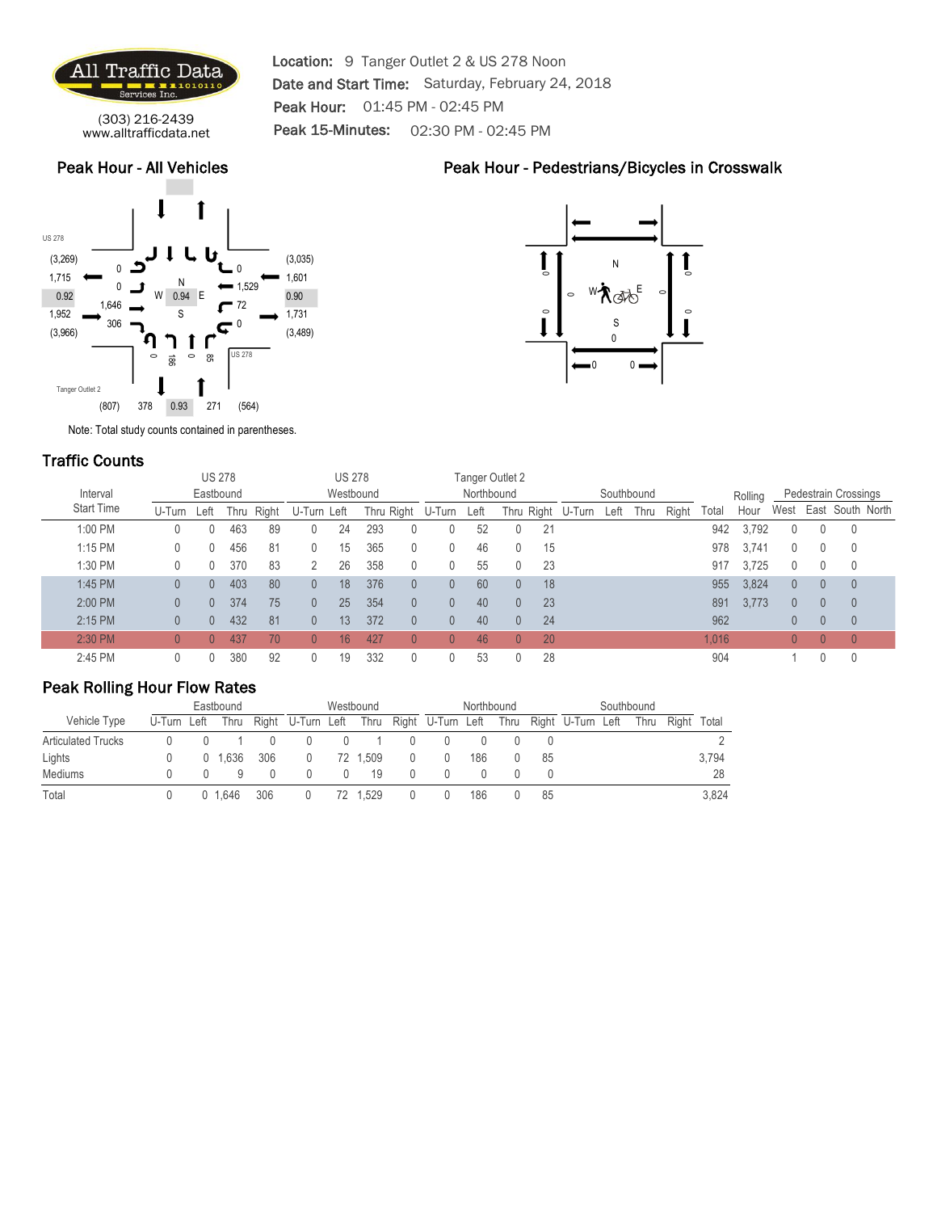All Traffic Data Services Inc.
(303) 216-2439
www.alltrafficdata.net

**Location:** 9 Tanger Outlet 2 & US 278 Noon
**Date and Start Time:** Saturday, February 24, 2018
**Peak Hour:** 01:45 PM - 02:45 PM
**Peak 15-Minutes:** 02:30 PM - 02:45 PM

## Peak Hour - All Vehicles

US 278
(3,269) 1,715 0.92 1,952 (3,966)
0 0 1,646 306
N W 0.94 E S
0 1,529 72 0
(3,035) 1,601 0.90 1,731 (3,489)
US 278
0 186 0 85
Tanger Outlet 2
(807) 378 0.93 271 (564)

Note: Total study counts contained in parentheses.

## Peak Hour - Pedestrians/Bicycles in Crosswalk

N W E S
0 0 0 0 0 0 0 0

## Traffic Counts

| Interval Start Time | US 278 Eastbound U-Turn | Left | Thru | Right | US 278 Westbound U-Turn | Left | Thru | Right | Tanger Outlet 2 Northbound U-Turn | Left | Thru | Right | Southbound U-Turn | Left | Thru | Right | Total | Rolling Hour | Pedestrain Crossings West | East | South | North |
|---|---|---|---|---|---|---|---|---|---|---|---|---|---|---|---|---|---|---|---|---|---|---|
| 1:00 PM | 0 | 0 | 463 | 89 | 0 | 24 | 293 | 0 | 0 | 52 | 0 | 21 | | | | | 942 | 3,792 | 0 | 0 | 0 | |
| 1:15 PM | 0 | 0 | 456 | 81 | 0 | 15 | 365 | 0 | 0 | 46 | 0 | 15 | | | | | 978 | 3,741 | 0 | 0 | 0 | |
| 1:30 PM | 0 | 0 | 370 | 83 | 2 | 26 | 358 | 0 | 0 | 55 | 0 | 23 | | | | | 917 | 3,725 | 0 | 0 | 0 | |
| 1:45 PM | 0 | 0 | 403 | 80 | 0 | 18 | 376 | 0 | 0 | 60 | 0 | 18 | | | | | 955 | 3,824 | 0 | 0 | 0 | |
| 2:00 PM | 0 | 0 | 374 | 75 | 0 | 25 | 354 | 0 | 0 | 40 | 0 | 23 | | | | | 891 | 3,773 | 0 | 0 | 0 | |
| 2:15 PM | 0 | 0 | 432 | 81 | 0 | 13 | 372 | 0 | 0 | 40 | 0 | 24 | | | | | 962 | | 0 | 0 | 0 | |
| 2:30 PM | 0 | 0 | 437 | 70 | 0 | 16 | 427 | 0 | 0 | 46 | 0 | 20 | | | | | 1,016 | | 0 | 0 | 0 | |
| 2:45 PM | 0 | 0 | 380 | 92 | 0 | 19 | 332 | 0 | 0 | 53 | 0 | 28 | | | | | 904 | | 1 | 0 | 0 | |

## Peak Rolling Hour Flow Rates

| Vehicle Type | Eastbound U-Turn | Left | Thru | Right | Westbound U-Turn | Left | Thru | Right | Northbound U-Turn | Left | Thru | Right | Southbound U-Turn | Left | Thru | Right | Total |
|---|---|---|---|---|---|---|---|---|---|---|---|---|---|---|---|---|---|
| Articulated Trucks | 0 | 0 | 1 | 0 | 0 | 0 | 1 | 0 | 0 | 0 | 0 | 0 | | | | | 2 |
| Lights | 0 | 0 | 1,636 | 306 | 0 | 72 | 1,509 | 0 | 0 | 186 | 0 | 85 | | | | | 3,794 |
| Mediums | 0 | 0 | 9 | 0 | 0 | 0 | 19 | 0 | 0 | 0 | 0 | 0 | | | | | 28 |
| Total | 0 | 0 | 1,646 | 306 | 0 | 72 | 1,529 | 0 | 0 | 186 | 0 | 85 | | | | | 3,824 |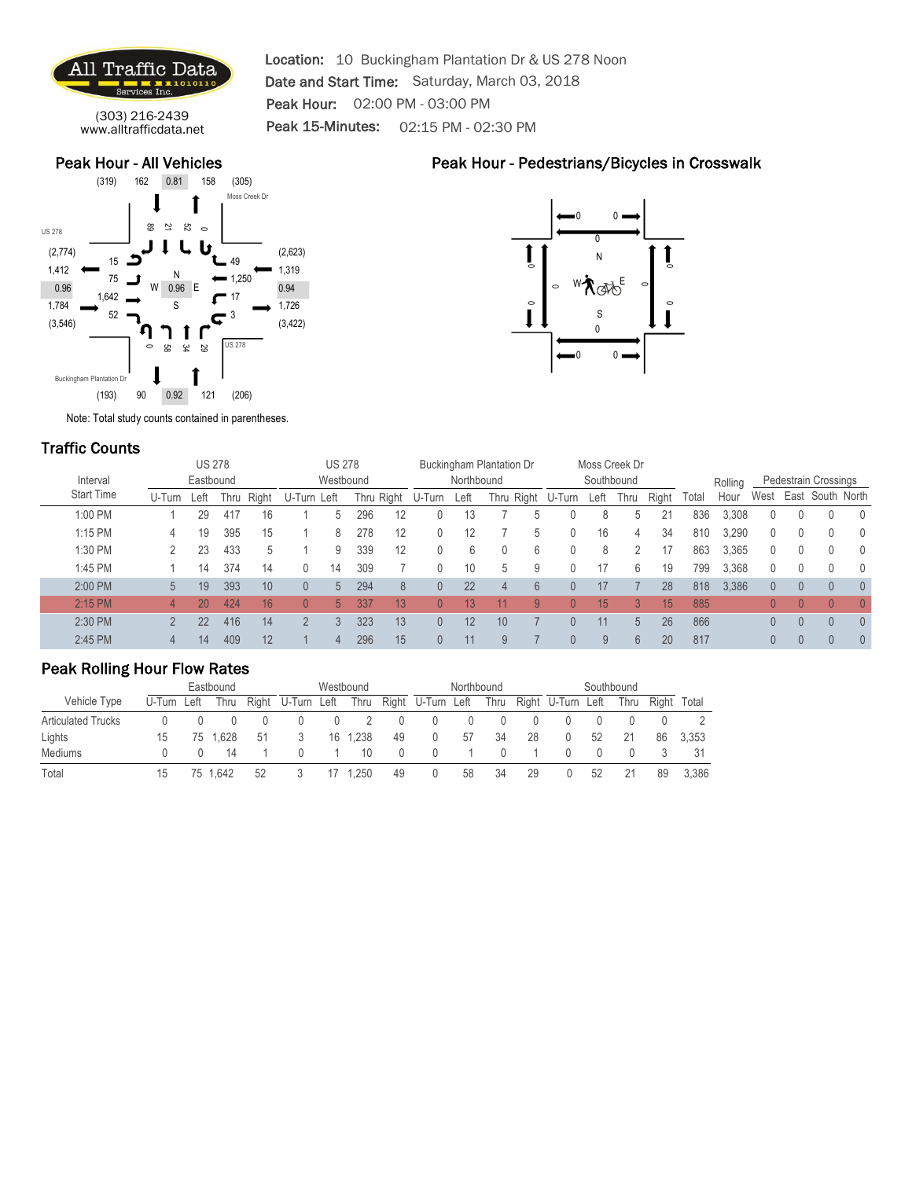All Traffic Data Services Inc.

(303) 216-2439
www.alltrafficdata.net

**Location:** 10 Buckingham Plantation Dr & US 278 Noon
**Date and Start Time:** Saturday, March 03, 2018
**Peak Hour:** 02:00 PM - 03:00 PM
**Peak 15-Minutes:** 02:15 PM - 02:30 PM

## Peak Hour - All Vehicles

(319) 162 0.81 158 (305)
Moss Creek Dr
US 278
89 21 52 0
(2,774) 15 49 (2,623)
1,412 75 N 1,250 1,319
0.96 W 0.96 E 0.94
1,642 S 17
1,784 52 3 1,726
(3,546) (3,422)
0 58 34 29
US 278
Buckingham Plantation Dr
(193) 90 0.92 121 (206)

Note: Total study counts contained in parentheses.

## Peak Hour - Pedestrians/Bicycles in Crosswalk

0 0
0
N
0 0 W E 0 0
0 0
S
0
0 0

## Traffic Counts

| Interval Start Time | US 278 Eastbound | | | | US 278 Westbound | | | | Buckingham Plantation Dr Northbound | | | | Moss Creek Dr Southbound | | | | Total | Rolling Hour | Pedestrain Crossings | | | |
|---|---|---|---|---|---|---|---|---|---|---|---|---|---|---|---|---|---|---|---|---|---|---|
| | U-Turn | Left | Thru | Right | U-Turn | Left | Thru | Right | U-Turn | Left | Thru | Right | U-Turn | Left | Thru | Right | | | West | East | South | North |
| 1:00 PM | 1 | 29 | 417 | 16 | 1 | 5 | 296 | 12 | 0 | 13 | 7 | 5 | 0 | 8 | 5 | 21 | 836 | 3,308 | 0 | 0 | 0 | 0 |
| 1:15 PM | 4 | 19 | 395 | 15 | 1 | 8 | 278 | 12 | 0 | 12 | 7 | 5 | 0 | 16 | 4 | 34 | 810 | 3,290 | 0 | 0 | 0 | 0 |
| 1:30 PM | 2 | 23 | 433 | 5 | 1 | 9 | 339 | 12 | 0 | 6 | 0 | 6 | 0 | 8 | 2 | 17 | 863 | 3,365 | 0 | 0 | 0 | 0 |
| 1:45 PM | 1 | 14 | 374 | 14 | 0 | 14 | 309 | 7 | 0 | 10 | 5 | 9 | 0 | 17 | 6 | 19 | 799 | 3,368 | 0 | 0 | 0 | 0 |
| 2:00 PM | 5 | 19 | 393 | 10 | 0 | 5 | 294 | 8 | 0 | 22 | 4 | 6 | 0 | 17 | 7 | 28 | 818 | 3,386 | 0 | 0 | 0 | 0 |
| 2:15 PM | 4 | 20 | 424 | 16 | 0 | 5 | 337 | 13 | 0 | 13 | 11 | 9 | 0 | 15 | 3 | 15 | 885 | | 0 | 0 | 0 | 0 |
| 2:30 PM | 2 | 22 | 416 | 14 | 2 | 3 | 323 | 13 | 0 | 12 | 10 | 7 | 0 | 11 | 5 | 26 | 866 | | 0 | 0 | 0 | 0 |
| 2:45 PM | 4 | 14 | 409 | 12 | 1 | 4 | 296 | 15 | 0 | 11 | 9 | 7 | 0 | 9 | 6 | 20 | 817 | | 0 | 0 | 0 | 0 |

## Peak Rolling Hour Flow Rates

| Vehicle Type | Eastbound | | | | Westbound | | | | Northbound | | | | Southbound | | | | Total |
|---|---|---|---|---|---|---|---|---|---|---|---|---|---|---|---|---|---|
| | U-Turn | Left | Thru | Right | U-Turn | Left | Thru | Right | U-Turn | Left | Thru | Right | U-Turn | Left | Thru | Right | |
| Articulated Trucks | 0 | 0 | 0 | 0 | 0 | 0 | 2 | 0 | 0 | 0 | 0 | 0 | 0 | 0 | 0 | 0 | 2 |
| Lights | 15 | 75 | 1,628 | 51 | 3 | 16 | 1,238 | 49 | 0 | 57 | 34 | 28 | 0 | 52 | 21 | 86 | 3,353 |
| Mediums | 0 | 0 | 14 | 1 | 0 | 1 | 10 | 0 | 0 | 1 | 0 | 1 | 0 | 0 | 0 | 3 | 31 |
| Total | 15 | 75 | 1,642 | 52 | 3 | 17 | 1,250 | 49 | 0 | 58 | 34 | 29 | 0 | 52 | 21 | 89 | 3,386 |